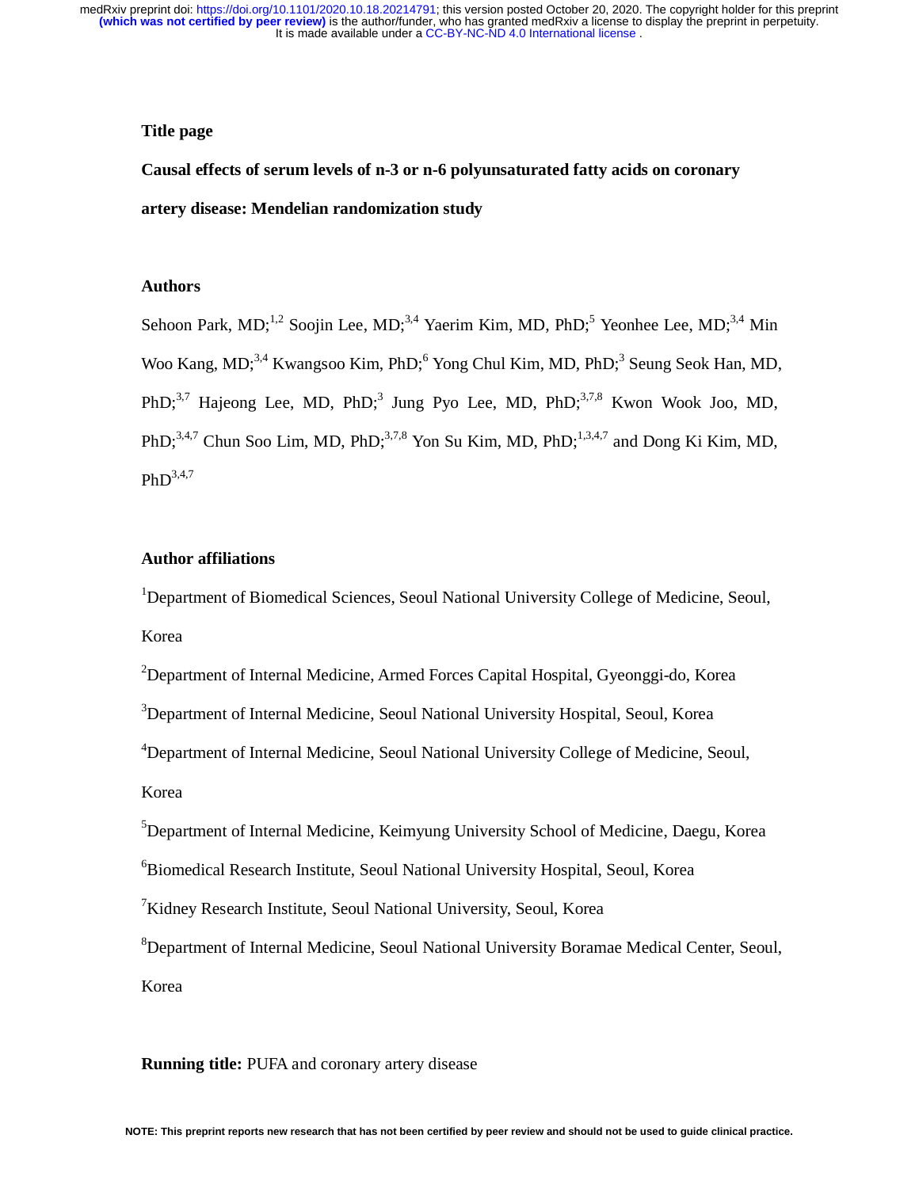**Title page**

# Causal effects of serum levels of n-3 or n-6 polyunsaturated fatty acids on coronary artery disease: Mendelian randomization study

## Authors

Sehoon Park, MD;[1,2] Soojin Lee, MD;[3,4] Yaerim Kim, MD, PhD;[5] Yeonhee Lee, MD;[3,4] Min Woo Kang, MD;[3,4] Kwangsoo Kim, PhD;[6] Yong Chul Kim, MD, PhD;[3] Seung Seok Han, MD, PhD;[3,7] Hajeong Lee, MD, PhD;[3] Jung Pyo Lee, MD, PhD;[3,7,8] Kwon Wook Joo, MD, PhD;[3,4,7] Chun Soo Lim, MD, PhD;[3,7,8] Yon Su Kim, MD, PhD;[1,3,4,7] and Dong Ki Kim, MD, PhD[3,4,7]

## Author affiliations

[1]Department of Biomedical Sciences, Seoul National University College of Medicine, Seoul, Korea

[2]Department of Internal Medicine, Armed Forces Capital Hospital, Gyeonggi-do, Korea

[3]Department of Internal Medicine, Seoul National University Hospital, Seoul, Korea

[4]Department of Internal Medicine, Seoul National University College of Medicine, Seoul, Korea

[5]Department of Internal Medicine, Keimyung University School of Medicine, Daegu, Korea

[6]Biomedical Research Institute, Seoul National University Hospital, Seoul, Korea

[7]Kidney Research Institute, Seoul National University, Seoul, Korea

[8]Department of Internal Medicine, Seoul National University Boramae Medical Center, Seoul, Korea

**Running title:** PUFA and coronary artery disease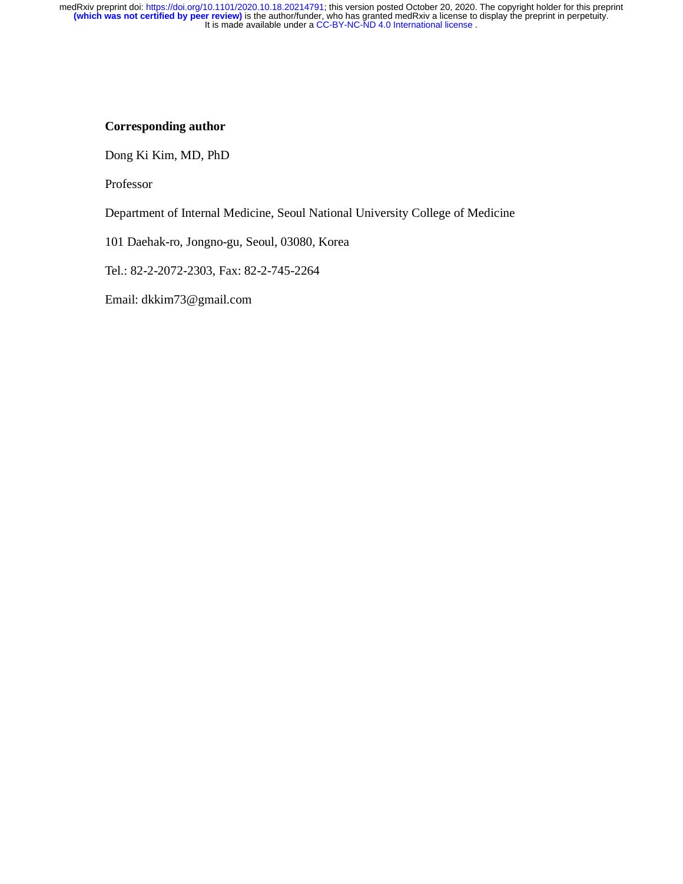**Corresponding author**

Dong Ki Kim, MD, PhD

Professor

Department of Internal Medicine, Seoul National University College of Medicine

101 Daehak-ro, Jongno-gu, Seoul, 03080, Korea

Tel.: 82-2-2072-2303, Fax: 82-2-745-2264

Email: dkkim73@gmail.com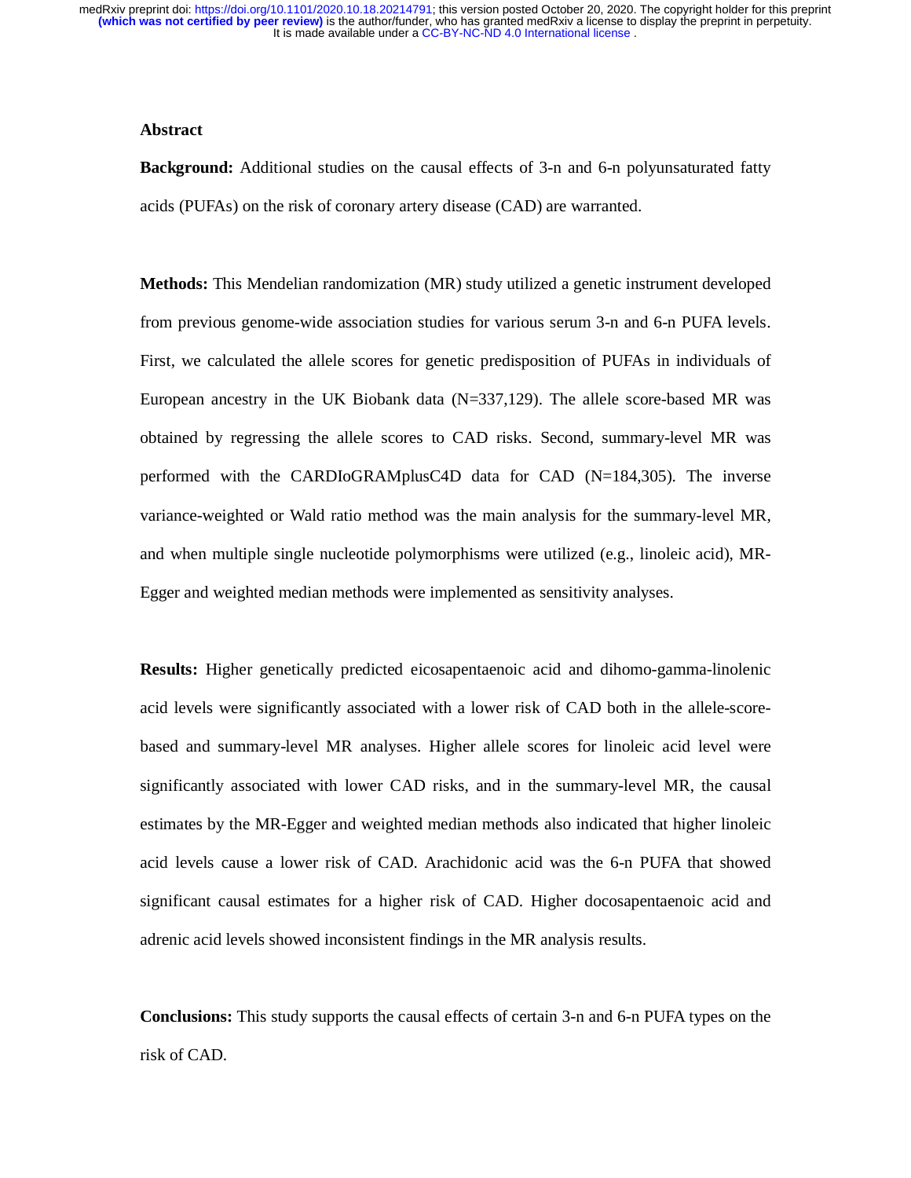## Abstract

**Background:** Additional studies on the causal effects of 3-n and 6-n polyunsaturated fatty acids (PUFAs) on the risk of coronary artery disease (CAD) are warranted.

**Methods:** This Mendelian randomization (MR) study utilized a genetic instrument developed from previous genome-wide association studies for various serum 3-n and 6-n PUFA levels. First, we calculated the allele scores for genetic predisposition of PUFAs in individuals of European ancestry in the UK Biobank data (N=337,129). The allele score-based MR was obtained by regressing the allele scores to CAD risks. Second, summary-level MR was performed with the CARDIoGRAMplusC4D data for CAD (N=184,305). The inverse variance-weighted or Wald ratio method was the main analysis for the summary-level MR, and when multiple single nucleotide polymorphisms were utilized (e.g., linoleic acid), MR-Egger and weighted median methods were implemented as sensitivity analyses.

**Results:** Higher genetically predicted eicosapentaenoic acid and dihomo-gamma-linolenic acid levels were significantly associated with a lower risk of CAD both in the allele-score-based and summary-level MR analyses. Higher allele scores for linoleic acid level were significantly associated with lower CAD risks, and in the summary-level MR, the causal estimates by the MR-Egger and weighted median methods also indicated that higher linoleic acid levels cause a lower risk of CAD. Arachidonic acid was the 6-n PUFA that showed significant causal estimates for a higher risk of CAD. Higher docosapentaenoic acid and adrenic acid levels showed inconsistent findings in the MR analysis results.

**Conclusions:** This study supports the causal effects of certain 3-n and 6-n PUFA types on the risk of CAD.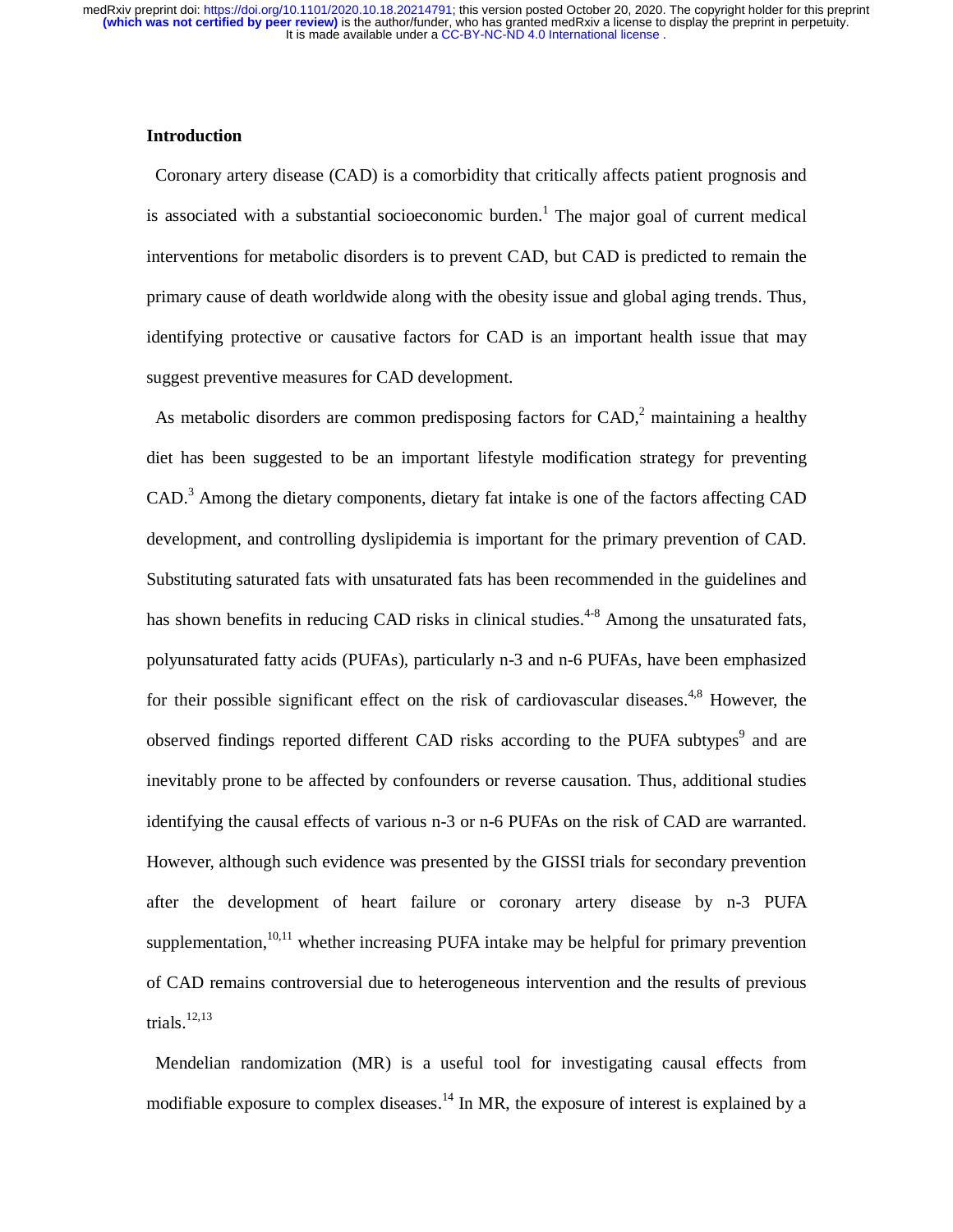## Introduction

Coronary artery disease (CAD) is a comorbidity that critically affects patient prognosis and is associated with a substantial socioeconomic burden.[1] The major goal of current medical interventions for metabolic disorders is to prevent CAD, but CAD is predicted to remain the primary cause of death worldwide along with the obesity issue and global aging trends. Thus, identifying protective or causative factors for CAD is an important health issue that may suggest preventive measures for CAD development.

As metabolic disorders are common predisposing factors for CAD,[2] maintaining a healthy diet has been suggested to be an important lifestyle modification strategy for preventing CAD.[3] Among the dietary components, dietary fat intake is one of the factors affecting CAD development, and controlling dyslipidemia is important for the primary prevention of CAD. Substituting saturated fats with unsaturated fats has been recommended in the guidelines and has shown benefits in reducing CAD risks in clinical studies.[4-8] Among the unsaturated fats, polyunsaturated fatty acids (PUFAs), particularly n-3 and n-6 PUFAs, have been emphasized for their possible significant effect on the risk of cardiovascular diseases.[4,8] However, the observed findings reported different CAD risks according to the PUFA subtypes[9] and are inevitably prone to be affected by confounders or reverse causation. Thus, additional studies identifying the causal effects of various n-3 or n-6 PUFAs on the risk of CAD are warranted. However, although such evidence was presented by the GISSI trials for secondary prevention after the development of heart failure or coronary artery disease by n-3 PUFA supplementation,[10,11] whether increasing PUFA intake may be helpful for primary prevention of CAD remains controversial due to heterogeneous intervention and the results of previous trials.[12,13]

Mendelian randomization (MR) is a useful tool for investigating causal effects from modifiable exposure to complex diseases.[14] In MR, the exposure of interest is explained by a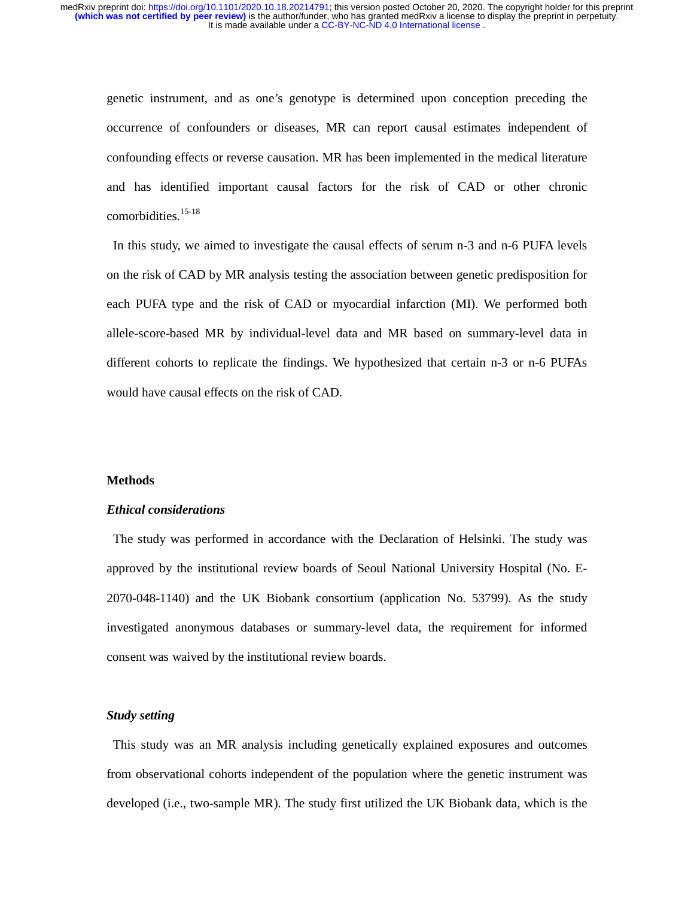genetic instrument, and as one's genotype is determined upon conception preceding the occurrence of confounders or diseases, MR can report causal estimates independent of confounding effects or reverse causation. MR has been implemented in the medical literature and has identified important causal factors for the risk of CAD or other chronic comorbidities.[15-18]

In this study, we aimed to investigate the causal effects of serum n-3 and n-6 PUFA levels on the risk of CAD by MR analysis testing the association between genetic predisposition for each PUFA type and the risk of CAD or myocardial infarction (MI). We performed both allele-score-based MR by individual-level data and MR based on summary-level data in different cohorts to replicate the findings. We hypothesized that certain n-3 or n-6 PUFAs would have causal effects on the risk of CAD.

## Methods

### *Ethical considerations*

The study was performed in accordance with the Declaration of Helsinki. The study was approved by the institutional review boards of Seoul National University Hospital (No. E-2070-048-1140) and the UK Biobank consortium (application No. 53799). As the study investigated anonymous databases or summary-level data, the requirement for informed consent was waived by the institutional review boards.

### *Study setting*

This study was an MR analysis including genetically explained exposures and outcomes from observational cohorts independent of the population where the genetic instrument was developed (i.e., two-sample MR). The study first utilized the UK Biobank data, which is the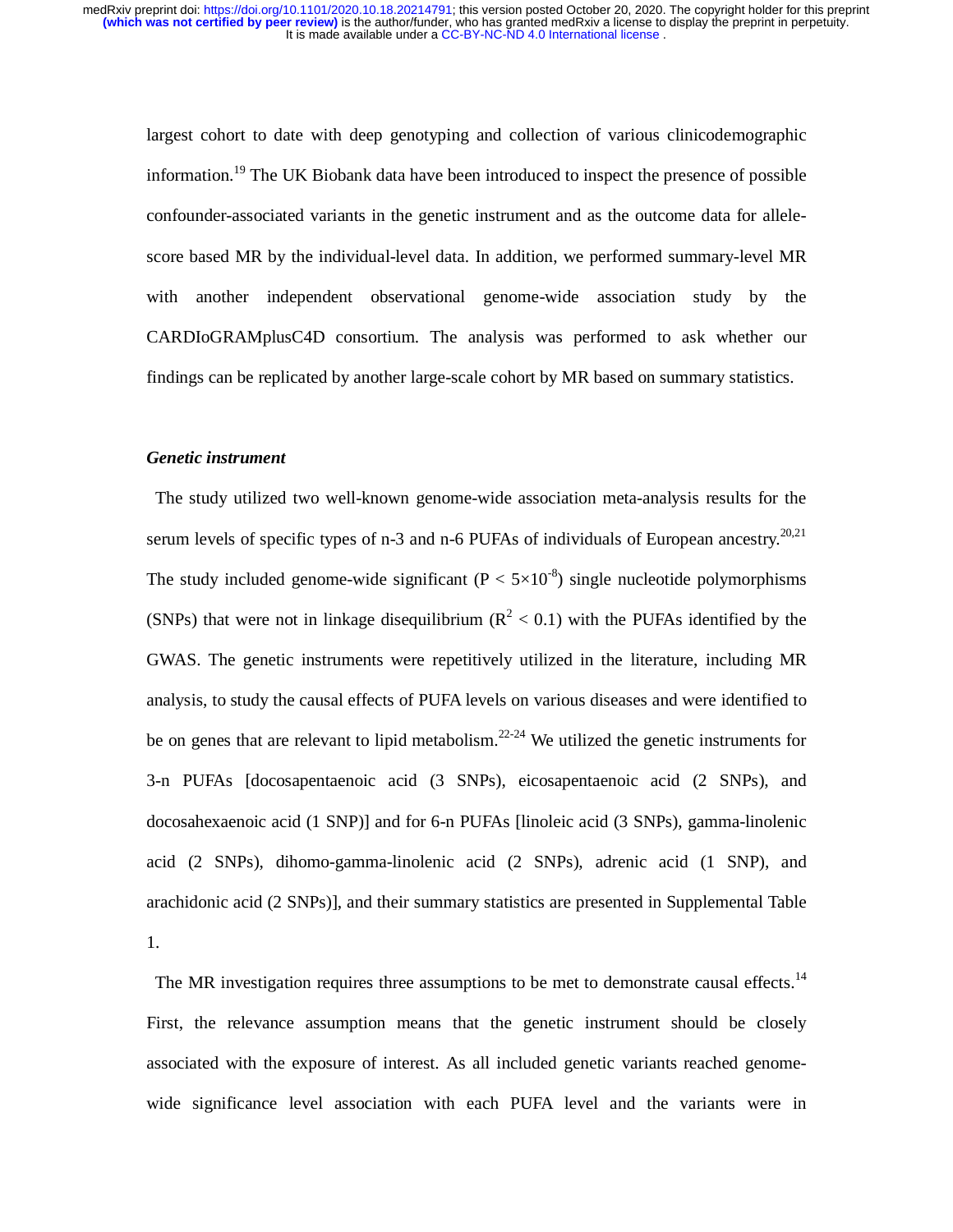largest cohort to date with deep genotyping and collection of various clinicodemographic information.[19] The UK Biobank data have been introduced to inspect the presence of possible confounder-associated variants in the genetic instrument and as the outcome data for allele-score based MR by the individual-level data. In addition, we performed summary-level MR with another independent observational genome-wide association study by the CARDIoGRAMplusC4D consortium. The analysis was performed to ask whether our findings can be replicated by another large-scale cohort by MR based on summary statistics.

***Genetic instrument***

The study utilized two well-known genome-wide association meta-analysis results for the serum levels of specific types of n-3 and n-6 PUFAs of individuals of European ancestry.[20,21] The study included genome-wide significant ($P < 5\times10^{-8}$) single nucleotide polymorphisms (SNPs) that were not in linkage disequilibrium ($R^2 < 0.1$) with the PUFAs identified by the GWAS. The genetic instruments were repetitively utilized in the literature, including MR analysis, to study the causal effects of PUFA levels on various diseases and were identified to be on genes that are relevant to lipid metabolism.[22-24] We utilized the genetic instruments for 3-n PUFAs [docosapentaenoic acid (3 SNPs), eicosapentaenoic acid (2 SNPs), and docosahexaenoic acid (1 SNP)] and for 6-n PUFAs [linoleic acid (3 SNPs), gamma-linolenic acid (2 SNPs), dihomo-gamma-linolenic acid (2 SNPs), adrenic acid (1 SNP), and arachidonic acid (2 SNPs)], and their summary statistics are presented in Supplemental Table 1.

The MR investigation requires three assumptions to be met to demonstrate causal effects.[14] First, the relevance assumption means that the genetic instrument should be closely associated with the exposure of interest. As all included genetic variants reached genome-wide significance level association with each PUFA level and the variants were in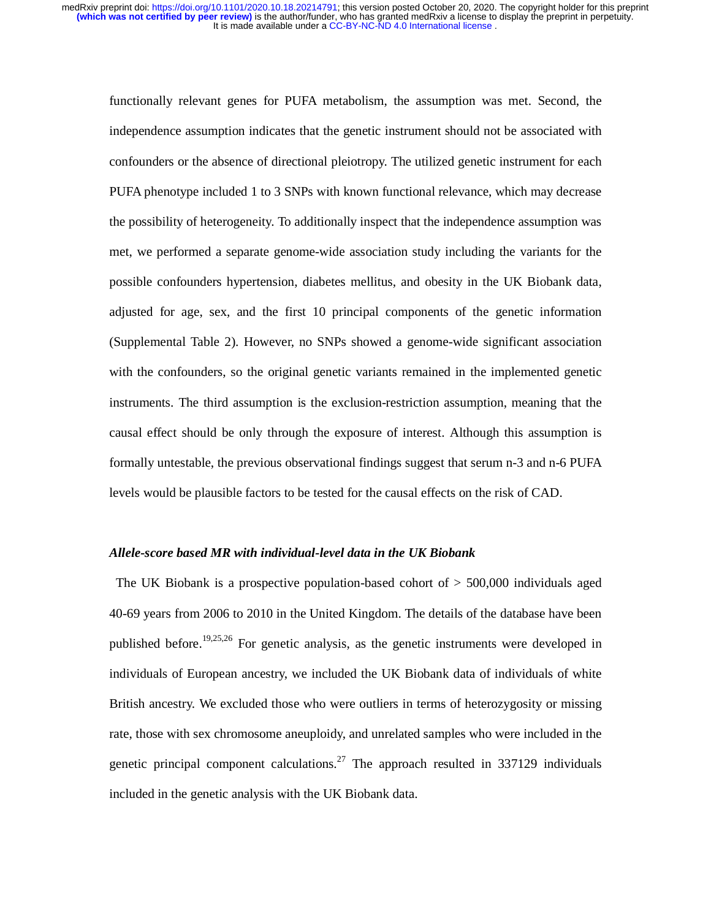functionally relevant genes for PUFA metabolism, the assumption was met. Second, the independence assumption indicates that the genetic instrument should not be associated with confounders or the absence of directional pleiotropy. The utilized genetic instrument for each PUFA phenotype included 1 to 3 SNPs with known functional relevance, which may decrease the possibility of heterogeneity. To additionally inspect that the independence assumption was met, we performed a separate genome-wide association study including the variants for the possible confounders hypertension, diabetes mellitus, and obesity in the UK Biobank data, adjusted for age, sex, and the first 10 principal components of the genetic information (Supplemental Table 2). However, no SNPs showed a genome-wide significant association with the confounders, so the original genetic variants remained in the implemented genetic instruments. The third assumption is the exclusion-restriction assumption, meaning that the causal effect should be only through the exposure of interest. Although this assumption is formally untestable, the previous observational findings suggest that serum n-3 and n-6 PUFA levels would be plausible factors to be tested for the causal effects on the risk of CAD.

### *Allele-score based MR with individual-level data in the UK Biobank*

The UK Biobank is a prospective population-based cohort of > 500,000 individuals aged 40-69 years from 2006 to 2010 in the United Kingdom. The details of the database have been published before.[19,25,26] For genetic analysis, as the genetic instruments were developed in individuals of European ancestry, we included the UK Biobank data of individuals of white British ancestry. We excluded those who were outliers in terms of heterozygosity or missing rate, those with sex chromosome aneuploidy, and unrelated samples who were included in the genetic principal component calculations.[27] The approach resulted in 337129 individuals included in the genetic analysis with the UK Biobank data.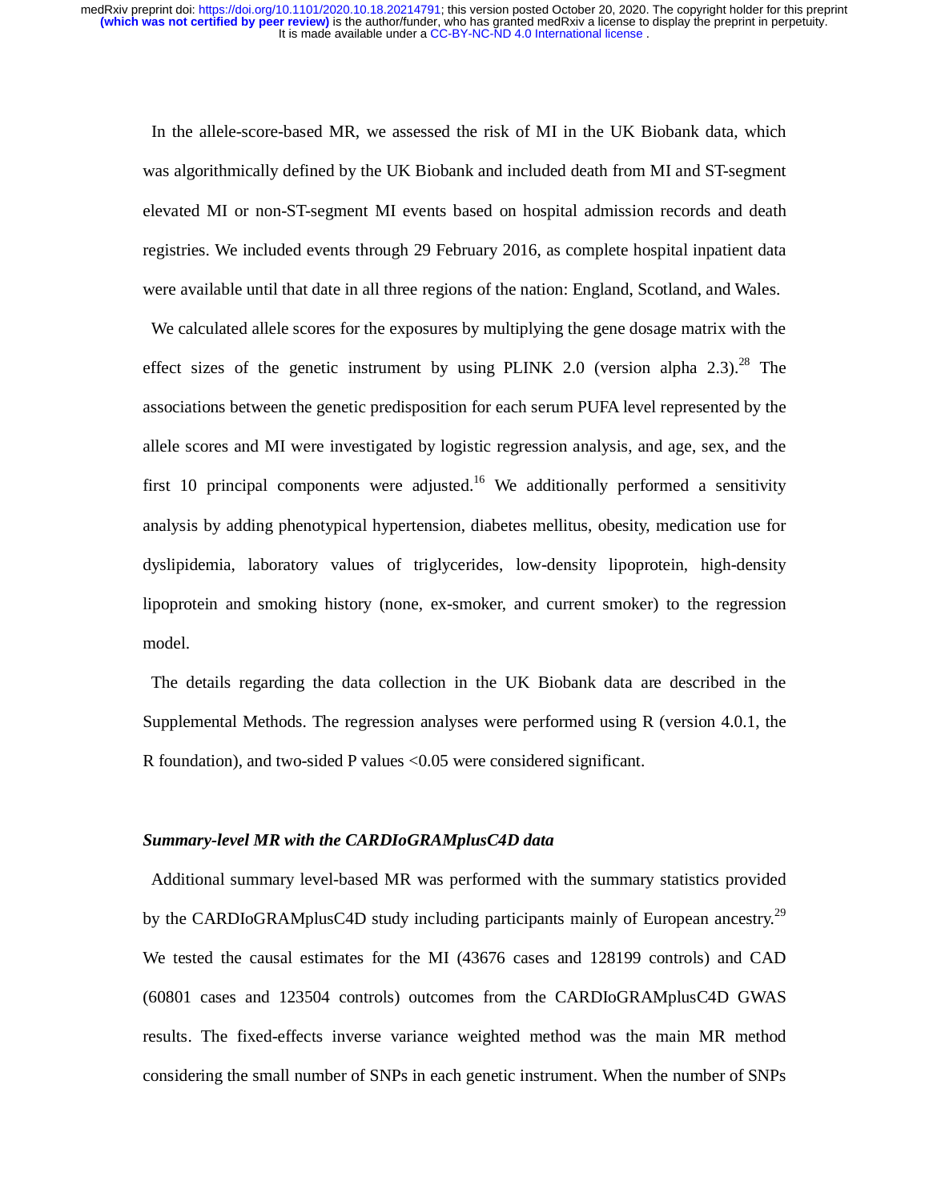In the allele-score-based MR, we assessed the risk of MI in the UK Biobank data, which was algorithmically defined by the UK Biobank and included death from MI and ST-segment elevated MI or non-ST-segment MI events based on hospital admission records and death registries. We included events through 29 February 2016, as complete hospital inpatient data were available until that date in all three regions of the nation: England, Scotland, and Wales.

We calculated allele scores for the exposures by multiplying the gene dosage matrix with the effect sizes of the genetic instrument by using PLINK 2.0 (version alpha 2.3).[28] The associations between the genetic predisposition for each serum PUFA level represented by the allele scores and MI were investigated by logistic regression analysis, and age, sex, and the first 10 principal components were adjusted.[16] We additionally performed a sensitivity analysis by adding phenotypical hypertension, diabetes mellitus, obesity, medication use for dyslipidemia, laboratory values of triglycerides, low-density lipoprotein, high-density lipoprotein and smoking history (none, ex-smoker, and current smoker) to the regression model.

The details regarding the data collection in the UK Biobank data are described in the Supplemental Methods. The regression analyses were performed using R (version 4.0.1, the R foundation), and two-sided P values <0.05 were considered significant.

### *Summary-level MR with the CARDIoGRAMplusC4D data*

Additional summary level-based MR was performed with the summary statistics provided by the CARDIoGRAMplusC4D study including participants mainly of European ancestry.[29] We tested the causal estimates for the MI (43676 cases and 128199 controls) and CAD (60801 cases and 123504 controls) outcomes from the CARDIoGRAMplusC4D GWAS results. The fixed-effects inverse variance weighted method was the main MR method considering the small number of SNPs in each genetic instrument. When the number of SNPs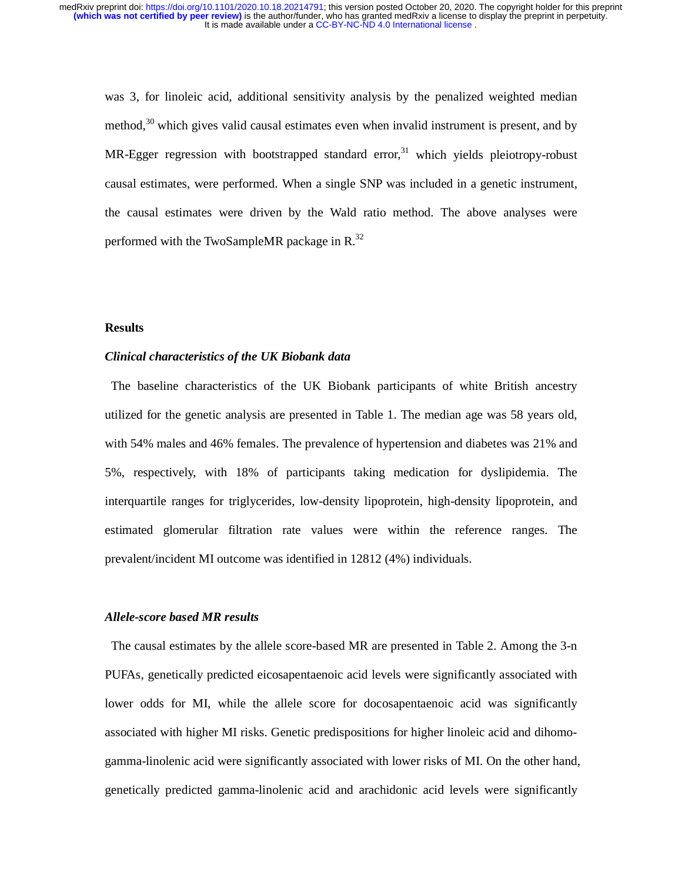was 3, for linoleic acid, additional sensitivity analysis by the penalized weighted median method,[30] which gives valid causal estimates even when invalid instrument is present, and by MR-Egger regression with bootstrapped standard error,[31] which yields pleiotropy-robust causal estimates, were performed. When a single SNP was included in a genetic instrument, the causal estimates were driven by the Wald ratio method. The above analyses were performed with the TwoSampleMR package in R.[32]

## Results

### *Clinical characteristics of the UK Biobank data*

The baseline characteristics of the UK Biobank participants of white British ancestry utilized for the genetic analysis are presented in Table 1. The median age was 58 years old, with 54% males and 46% females. The prevalence of hypertension and diabetes was 21% and 5%, respectively, with 18% of participants taking medication for dyslipidemia. The interquartile ranges for triglycerides, low-density lipoprotein, high-density lipoprotein, and estimated glomerular filtration rate values were within the reference ranges. The prevalent/incident MI outcome was identified in 12812 (4%) individuals.

### *Allele-score based MR results*

The causal estimates by the allele score-based MR are presented in Table 2. Among the 3-n PUFAs, genetically predicted eicosapentaenoic acid levels were significantly associated with lower odds for MI, while the allele score for docosapentaenoic acid was significantly associated with higher MI risks. Genetic predispositions for higher linoleic acid and dihomo-gamma-linolenic acid were significantly associated with lower risks of MI. On the other hand, genetically predicted gamma-linolenic acid and arachidonic acid levels were significantly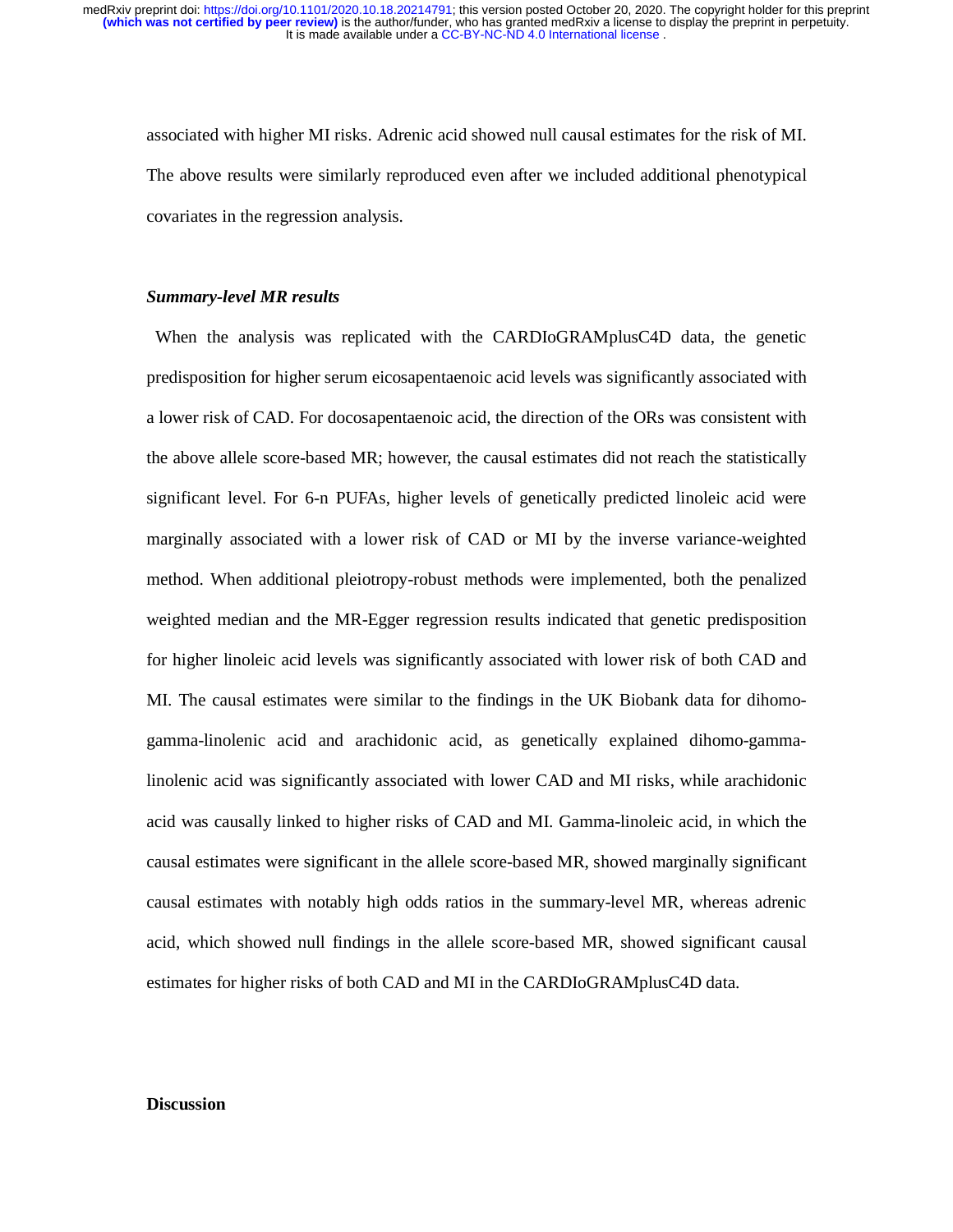associated with higher MI risks. Adrenic acid showed null causal estimates for the risk of MI. The above results were similarly reproduced even after we included additional phenotypical covariates in the regression analysis.

### *Summary-level MR results*

When the analysis was replicated with the CARDIoGRAMplusC4D data, the genetic predisposition for higher serum eicosapentaenoic acid levels was significantly associated with a lower risk of CAD. For docosapentaenoic acid, the direction of the ORs was consistent with the above allele score-based MR; however, the causal estimates did not reach the statistically significant level. For 6-n PUFAs, higher levels of genetically predicted linoleic acid were marginally associated with a lower risk of CAD or MI by the inverse variance-weighted method. When additional pleiotropy-robust methods were implemented, both the penalized weighted median and the MR-Egger regression results indicated that genetic predisposition for higher linoleic acid levels was significantly associated with lower risk of both CAD and MI. The causal estimates were similar to the findings in the UK Biobank data for dihomo-gamma-linolenic acid and arachidonic acid, as genetically explained dihomo-gamma-linolenic acid was significantly associated with lower CAD and MI risks, while arachidonic acid was causally linked to higher risks of CAD and MI. Gamma-linoleic acid, in which the causal estimates were significant in the allele score-based MR, showed marginally significant causal estimates with notably high odds ratios in the summary-level MR, whereas adrenic acid, which showed null findings in the allele score-based MR, showed significant causal estimates for higher risks of both CAD and MI in the CARDIoGRAMplusC4D data.

## Discussion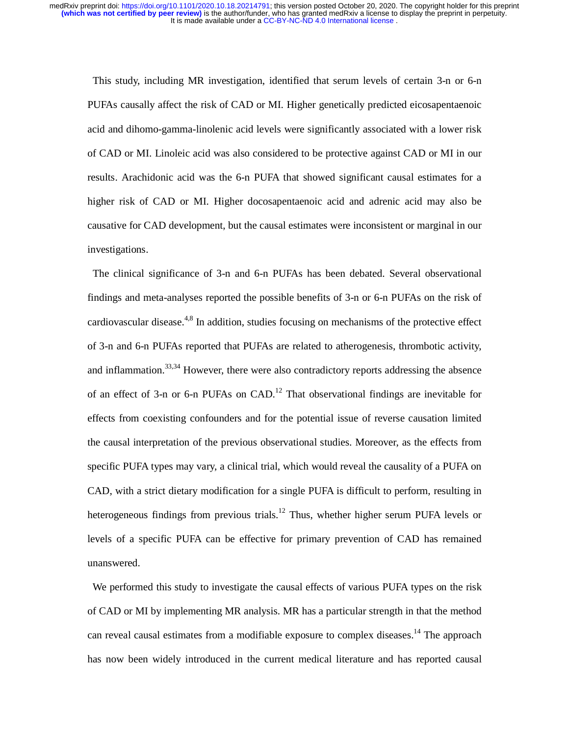This study, including MR investigation, identified that serum levels of certain 3-n or 6-n PUFAs causally affect the risk of CAD or MI. Higher genetically predicted eicosapentaenoic acid and dihomo-gamma-linolenic acid levels were significantly associated with a lower risk of CAD or MI. Linoleic acid was also considered to be protective against CAD or MI in our results. Arachidonic acid was the 6-n PUFA that showed significant causal estimates for a higher risk of CAD or MI. Higher docosapentaenoic acid and adrenic acid may also be causative for CAD development, but the causal estimates were inconsistent or marginal in our investigations.

The clinical significance of 3-n and 6-n PUFAs has been debated. Several observational findings and meta-analyses reported the possible benefits of 3-n or 6-n PUFAs on the risk of cardiovascular disease.[4,8] In addition, studies focusing on mechanisms of the protective effect of 3-n and 6-n PUFAs reported that PUFAs are related to atherogenesis, thrombotic activity, and inflammation.[33,34] However, there were also contradictory reports addressing the absence of an effect of 3-n or 6-n PUFAs on CAD.[12] That observational findings are inevitable for effects from coexisting confounders and for the potential issue of reverse causation limited the causal interpretation of the previous observational studies. Moreover, as the effects from specific PUFA types may vary, a clinical trial, which would reveal the causality of a PUFA on CAD, with a strict dietary modification for a single PUFA is difficult to perform, resulting in heterogeneous findings from previous trials.[12] Thus, whether higher serum PUFA levels or levels of a specific PUFA can be effective for primary prevention of CAD has remained unanswered.

We performed this study to investigate the causal effects of various PUFA types on the risk of CAD or MI by implementing MR analysis. MR has a particular strength in that the method can reveal causal estimates from a modifiable exposure to complex diseases.[14] The approach has now been widely introduced in the current medical literature and has reported causal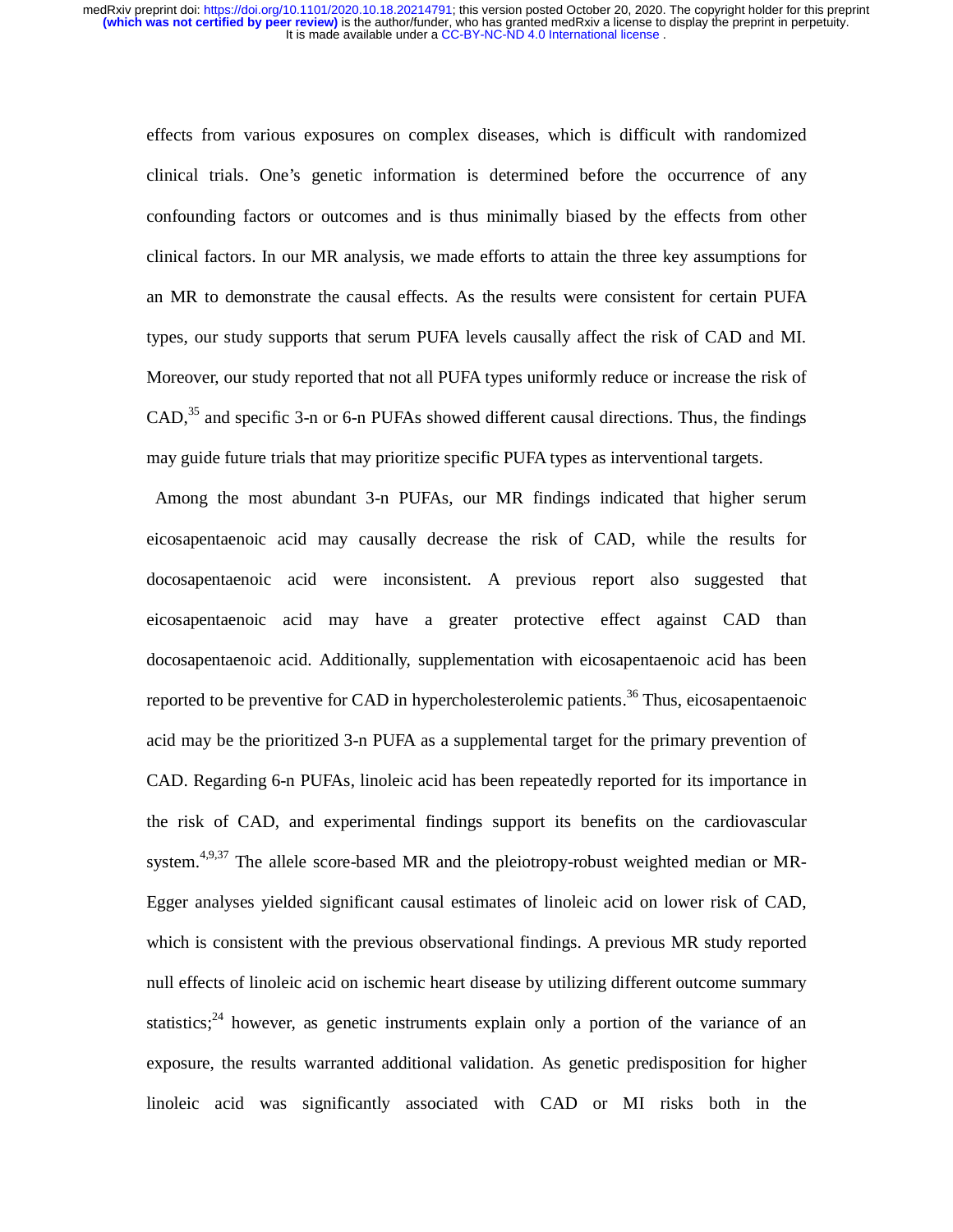effects from various exposures on complex diseases, which is difficult with randomized clinical trials. One's genetic information is determined before the occurrence of any confounding factors or outcomes and is thus minimally biased by the effects from other clinical factors. In our MR analysis, we made efforts to attain the three key assumptions for an MR to demonstrate the causal effects. As the results were consistent for certain PUFA types, our study supports that serum PUFA levels causally affect the risk of CAD and MI. Moreover, our study reported that not all PUFA types uniformly reduce or increase the risk of CAD,[35] and specific 3-n or 6-n PUFAs showed different causal directions. Thus, the findings may guide future trials that may prioritize specific PUFA types as interventional targets.

Among the most abundant 3-n PUFAs, our MR findings indicated that higher serum eicosapentaenoic acid may causally decrease the risk of CAD, while the results for docosapentaenoic acid were inconsistent. A previous report also suggested that eicosapentaenoic acid may have a greater protective effect against CAD than docosapentaenoic acid. Additionally, supplementation with eicosapentaenoic acid has been reported to be preventive for CAD in hypercholesterolemic patients.[36] Thus, eicosapentaenoic acid may be the prioritized 3-n PUFA as a supplemental target for the primary prevention of CAD. Regarding 6-n PUFAs, linoleic acid has been repeatedly reported for its importance in the risk of CAD, and experimental findings support its benefits on the cardiovascular system.[4,9,37] The allele score-based MR and the pleiotropy-robust weighted median or MR-Egger analyses yielded significant causal estimates of linoleic acid on lower risk of CAD, which is consistent with the previous observational findings. A previous MR study reported null effects of linoleic acid on ischemic heart disease by utilizing different outcome summary statistics;[24] however, as genetic instruments explain only a portion of the variance of an exposure, the results warranted additional validation. As genetic predisposition for higher linoleic acid was significantly associated with CAD or MI risks both in the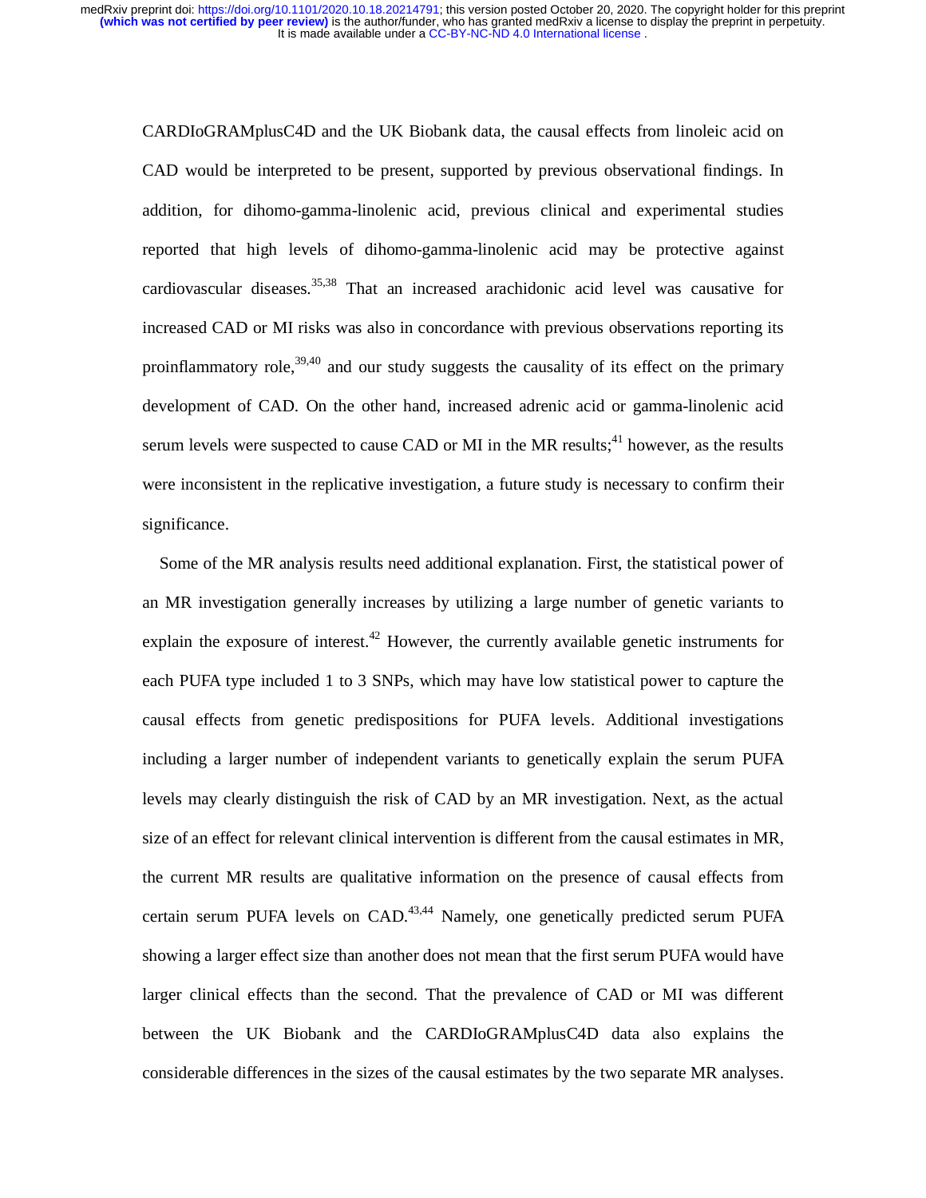CARDIoGRAMplusC4D and the UK Biobank data, the causal effects from linoleic acid on CAD would be interpreted to be present, supported by previous observational findings. In addition, for dihomo-gamma-linolenic acid, previous clinical and experimental studies reported that high levels of dihomo-gamma-linolenic acid may be protective against cardiovascular diseases.[35,38] That an increased arachidonic acid level was causative for increased CAD or MI risks was also in concordance with previous observations reporting its proinflammatory role,[39,40] and our study suggests the causality of its effect on the primary development of CAD. On the other hand, increased adrenic acid or gamma-linolenic acid serum levels were suspected to cause CAD or MI in the MR results;[41] however, as the results were inconsistent in the replicative investigation, a future study is necessary to confirm their significance.

Some of the MR analysis results need additional explanation. First, the statistical power of an MR investigation generally increases by utilizing a large number of genetic variants to explain the exposure of interest.[42] However, the currently available genetic instruments for each PUFA type included 1 to 3 SNPs, which may have low statistical power to capture the causal effects from genetic predispositions for PUFA levels. Additional investigations including a larger number of independent variants to genetically explain the serum PUFA levels may clearly distinguish the risk of CAD by an MR investigation. Next, as the actual size of an effect for relevant clinical intervention is different from the causal estimates in MR, the current MR results are qualitative information on the presence of causal effects from certain serum PUFA levels on CAD.[43,44] Namely, one genetically predicted serum PUFA showing a larger effect size than another does not mean that the first serum PUFA would have larger clinical effects than the second. That the prevalence of CAD or MI was different between the UK Biobank and the CARDIoGRAMplusC4D data also explains the considerable differences in the sizes of the causal estimates by the two separate MR analyses.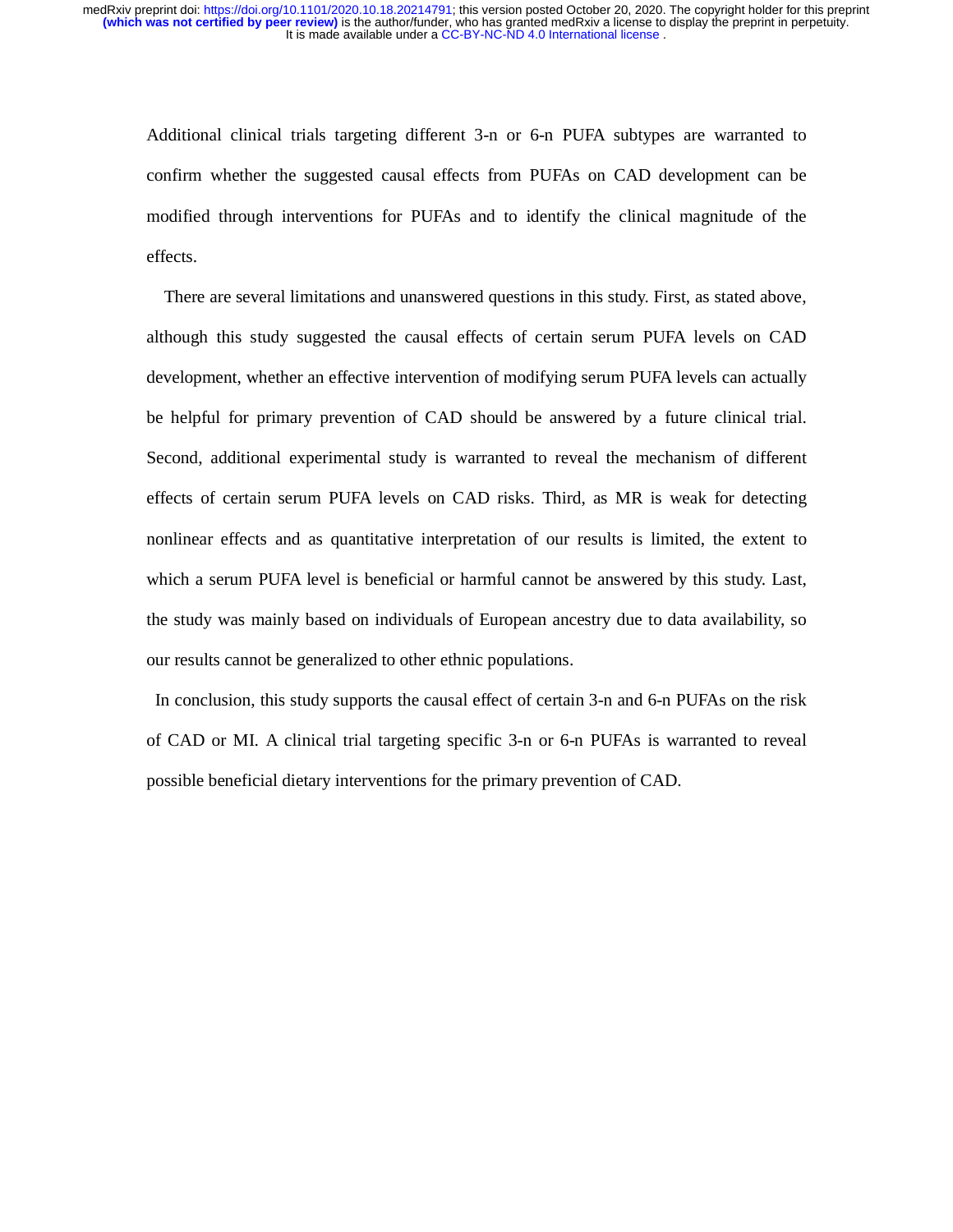Additional clinical trials targeting different 3-n or 6-n PUFA subtypes are warranted to confirm whether the suggested causal effects from PUFAs on CAD development can be modified through interventions for PUFAs and to identify the clinical magnitude of the effects.

There are several limitations and unanswered questions in this study. First, as stated above, although this study suggested the causal effects of certain serum PUFA levels on CAD development, whether an effective intervention of modifying serum PUFA levels can actually be helpful for primary prevention of CAD should be answered by a future clinical trial. Second, additional experimental study is warranted to reveal the mechanism of different effects of certain serum PUFA levels on CAD risks. Third, as MR is weak for detecting nonlinear effects and as quantitative interpretation of our results is limited, the extent to which a serum PUFA level is beneficial or harmful cannot be answered by this study. Last, the study was mainly based on individuals of European ancestry due to data availability, so our results cannot be generalized to other ethnic populations.

In conclusion, this study supports the causal effect of certain 3-n and 6-n PUFAs on the risk of CAD or MI. A clinical trial targeting specific 3-n or 6-n PUFAs is warranted to reveal possible beneficial dietary interventions for the primary prevention of CAD.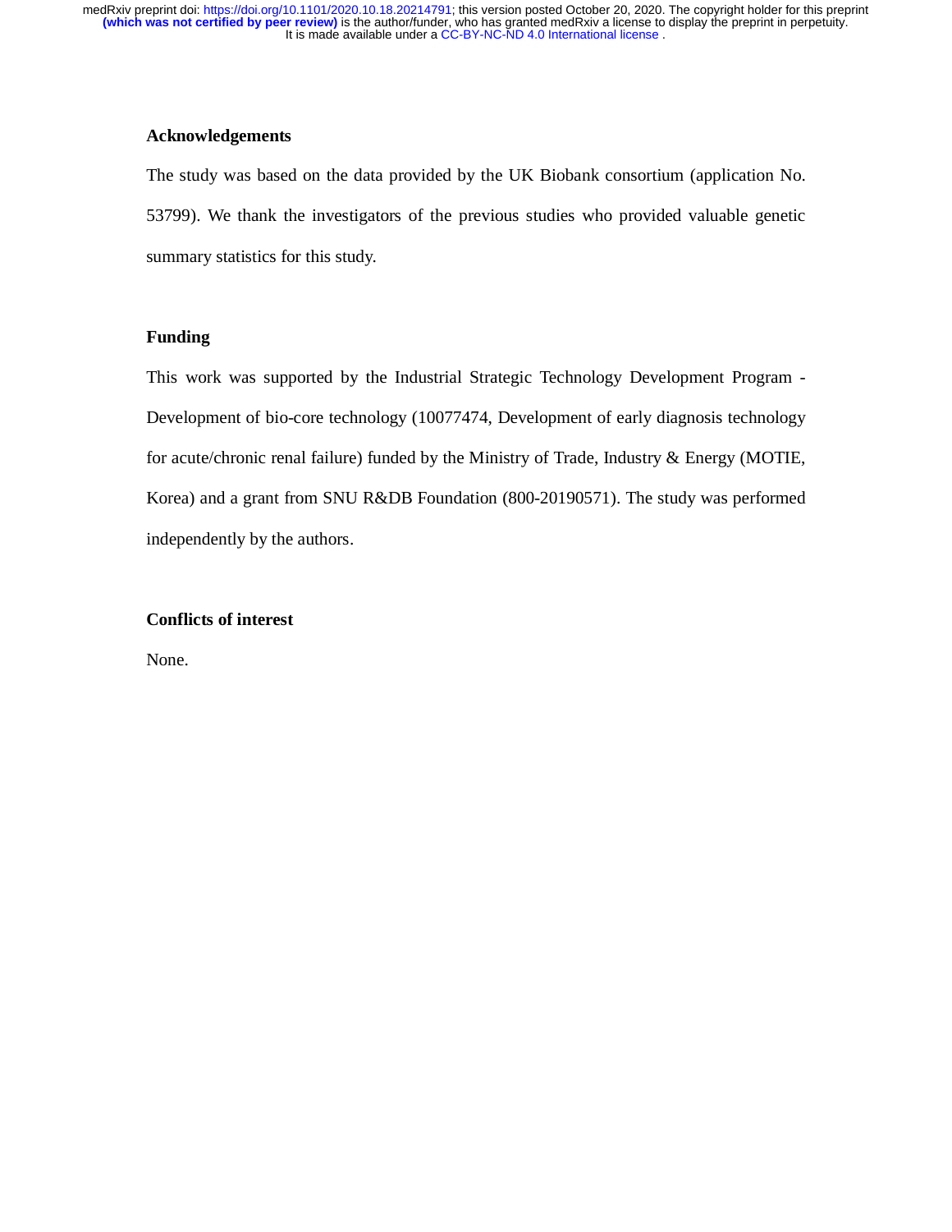## Acknowledgements

The study was based on the data provided by the UK Biobank consortium (application No. 53799). We thank the investigators of the previous studies who provided valuable genetic summary statistics for this study.

## Funding

This work was supported by the Industrial Strategic Technology Development Program - Development of bio-core technology (10077474, Development of early diagnosis technology for acute/chronic renal failure) funded by the Ministry of Trade, Industry & Energy (MOTIE, Korea) and a grant from SNU R&DB Foundation (800-20190571). The study was performed independently by the authors.

## Conflicts of interest

None.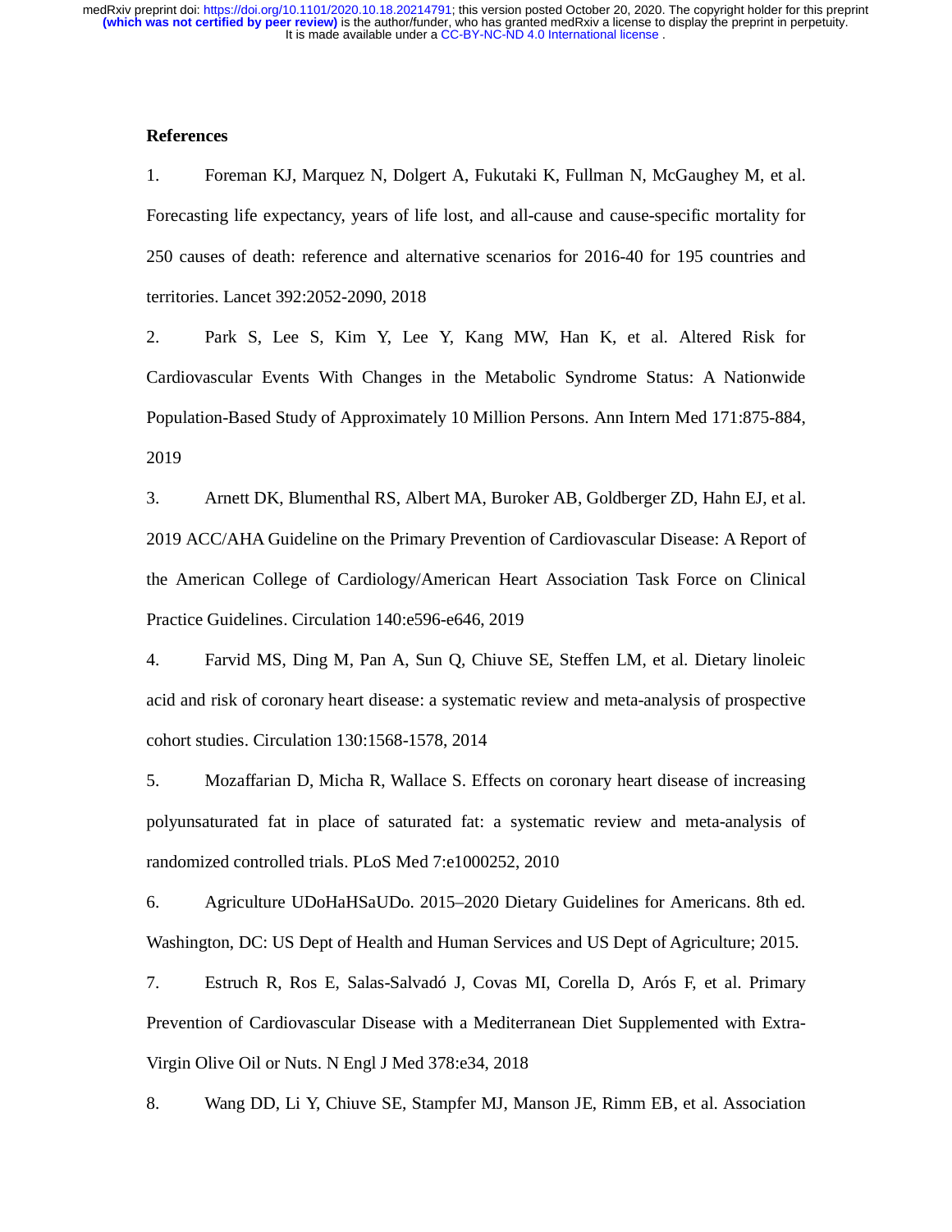## References

1. Foreman KJ, Marquez N, Dolgert A, Fukutaki K, Fullman N, McGaughey M, et al. Forecasting life expectancy, years of life lost, and all-cause and cause-specific mortality for 250 causes of death: reference and alternative scenarios for 2016-40 for 195 countries and territories. Lancet 392:2052-2090, 2018

2. Park S, Lee S, Kim Y, Lee Y, Kang MW, Han K, et al. Altered Risk for Cardiovascular Events With Changes in the Metabolic Syndrome Status: A Nationwide Population-Based Study of Approximately 10 Million Persons. Ann Intern Med 171:875-884, 2019

3. Arnett DK, Blumenthal RS, Albert MA, Buroker AB, Goldberger ZD, Hahn EJ, et al. 2019 ACC/AHA Guideline on the Primary Prevention of Cardiovascular Disease: A Report of the American College of Cardiology/American Heart Association Task Force on Clinical Practice Guidelines. Circulation 140:e596-e646, 2019

4. Farvid MS, Ding M, Pan A, Sun Q, Chiuve SE, Steffen LM, et al. Dietary linoleic acid and risk of coronary heart disease: a systematic review and meta-analysis of prospective cohort studies. Circulation 130:1568-1578, 2014

5. Mozaffarian D, Micha R, Wallace S. Effects on coronary heart disease of increasing polyunsaturated fat in place of saturated fat: a systematic review and meta-analysis of randomized controlled trials. PLoS Med 7:e1000252, 2010

6. Agriculture UDoHaHSaUDo. 2015–2020 Dietary Guidelines for Americans. 8th ed. Washington, DC: US Dept of Health and Human Services and US Dept of Agriculture; 2015.

7. Estruch R, Ros E, Salas-Salvadó J, Covas MI, Corella D, Arós F, et al. Primary Prevention of Cardiovascular Disease with a Mediterranean Diet Supplemented with Extra-Virgin Olive Oil or Nuts. N Engl J Med 378:e34, 2018

8. Wang DD, Li Y, Chiuve SE, Stampfer MJ, Manson JE, Rimm EB, et al. Association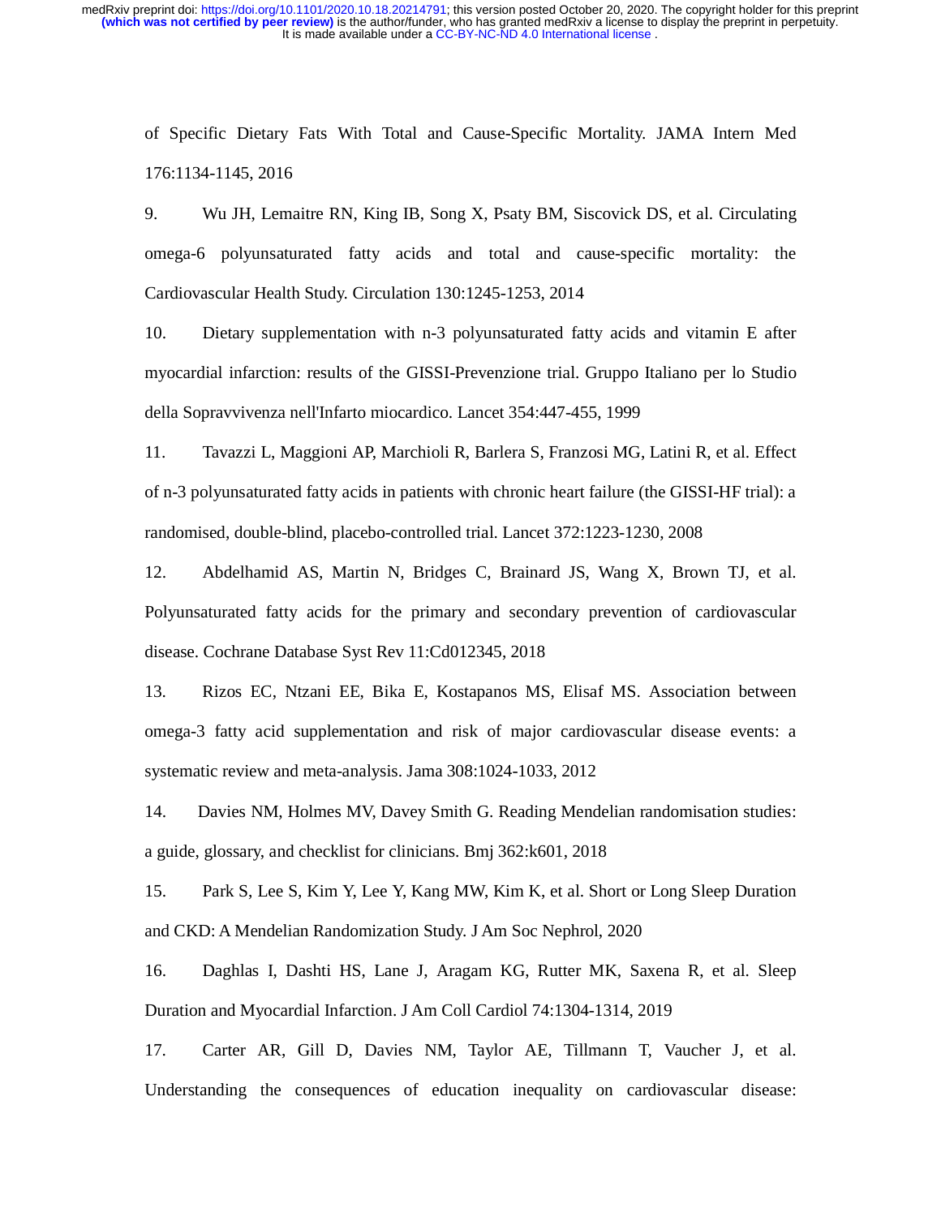of Specific Dietary Fats With Total and Cause-Specific Mortality. JAMA Intern Med 176:1134-1145, 2016

9. Wu JH, Lemaitre RN, King IB, Song X, Psaty BM, Siscovick DS, et al. Circulating omega-6 polyunsaturated fatty acids and total and cause-specific mortality: the Cardiovascular Health Study. Circulation 130:1245-1253, 2014

10. Dietary supplementation with n-3 polyunsaturated fatty acids and vitamin E after myocardial infarction: results of the GISSI-Prevenzione trial. Gruppo Italiano per lo Studio della Sopravvivenza nell'Infarto miocardico. Lancet 354:447-455, 1999

11. Tavazzi L, Maggioni AP, Marchioli R, Barlera S, Franzosi MG, Latini R, et al. Effect of n-3 polyunsaturated fatty acids in patients with chronic heart failure (the GISSI-HF trial): a randomised, double-blind, placebo-controlled trial. Lancet 372:1223-1230, 2008

12. Abdelhamid AS, Martin N, Bridges C, Brainard JS, Wang X, Brown TJ, et al. Polyunsaturated fatty acids for the primary and secondary prevention of cardiovascular disease. Cochrane Database Syst Rev 11:Cd012345, 2018

13. Rizos EC, Ntzani EE, Bika E, Kostapanos MS, Elisaf MS. Association between omega-3 fatty acid supplementation and risk of major cardiovascular disease events: a systematic review and meta-analysis. Jama 308:1024-1033, 2012

14. Davies NM, Holmes MV, Davey Smith G. Reading Mendelian randomisation studies: a guide, glossary, and checklist for clinicians. Bmj 362:k601, 2018

15. Park S, Lee S, Kim Y, Lee Y, Kang MW, Kim K, et al. Short or Long Sleep Duration and CKD: A Mendelian Randomization Study. J Am Soc Nephrol, 2020

16. Daghlas I, Dashti HS, Lane J, Aragam KG, Rutter MK, Saxena R, et al. Sleep Duration and Myocardial Infarction. J Am Coll Cardiol 74:1304-1314, 2019

17. Carter AR, Gill D, Davies NM, Taylor AE, Tillmann T, Vaucher J, et al. Understanding the consequences of education inequality on cardiovascular disease: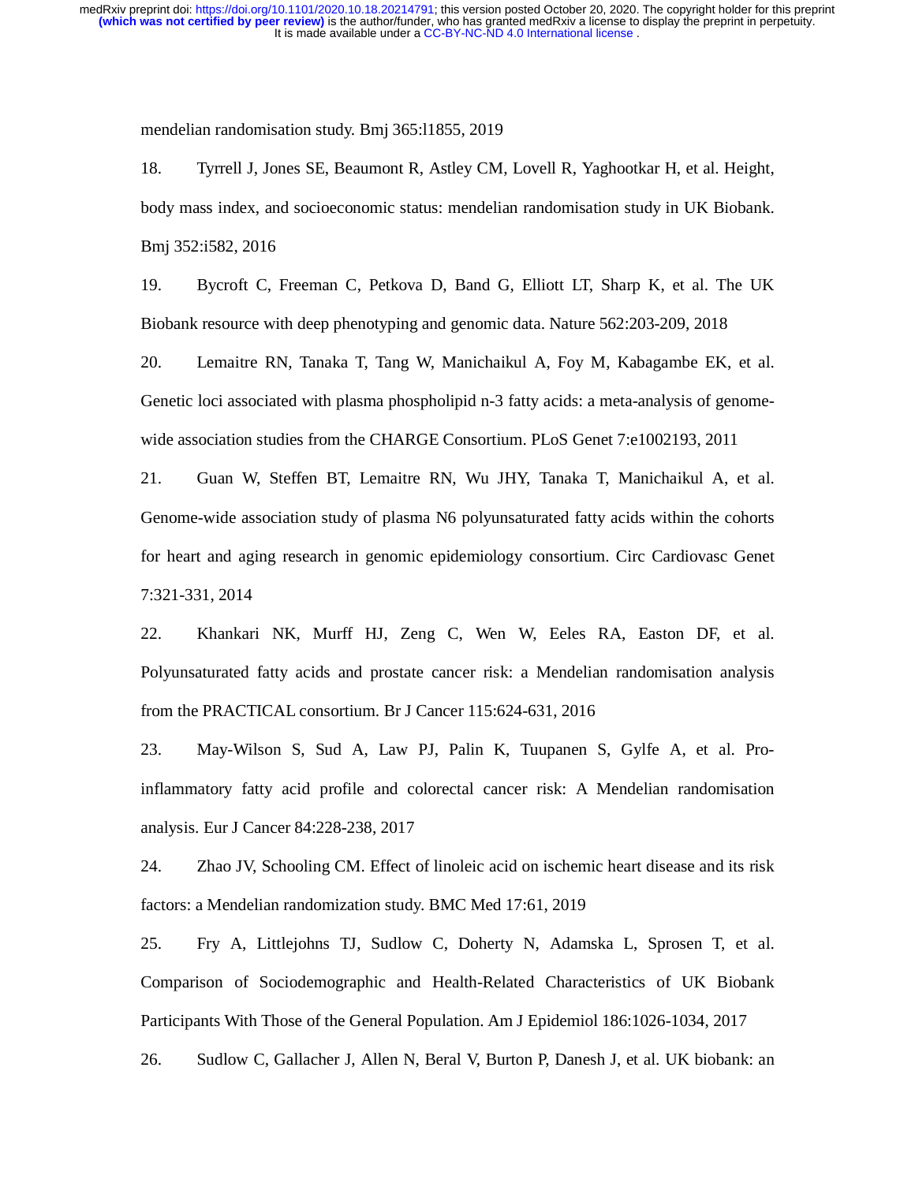mendelian randomisation study. Bmj 365:l1855, 2019

18. Tyrrell J, Jones SE, Beaumont R, Astley CM, Lovell R, Yaghootkar H, et al. Height, body mass index, and socioeconomic status: mendelian randomisation study in UK Biobank. Bmj 352:i582, 2016

19. Bycroft C, Freeman C, Petkova D, Band G, Elliott LT, Sharp K, et al. The UK Biobank resource with deep phenotyping and genomic data. Nature 562:203-209, 2018

20. Lemaitre RN, Tanaka T, Tang W, Manichaikul A, Foy M, Kabagambe EK, et al. Genetic loci associated with plasma phospholipid n-3 fatty acids: a meta-analysis of genome-wide association studies from the CHARGE Consortium. PLoS Genet 7:e1002193, 2011

21. Guan W, Steffen BT, Lemaitre RN, Wu JHY, Tanaka T, Manichaikul A, et al. Genome-wide association study of plasma N6 polyunsaturated fatty acids within the cohorts for heart and aging research in genomic epidemiology consortium. Circ Cardiovasc Genet 7:321-331, 2014

22. Khankari NK, Murff HJ, Zeng C, Wen W, Eeles RA, Easton DF, et al. Polyunsaturated fatty acids and prostate cancer risk: a Mendelian randomisation analysis from the PRACTICAL consortium. Br J Cancer 115:624-631, 2016

23. May-Wilson S, Sud A, Law PJ, Palin K, Tuupanen S, Gylfe A, et al. Pro-inflammatory fatty acid profile and colorectal cancer risk: A Mendelian randomisation analysis. Eur J Cancer 84:228-238, 2017

24. Zhao JV, Schooling CM. Effect of linoleic acid on ischemic heart disease and its risk factors: a Mendelian randomization study. BMC Med 17:61, 2019

25. Fry A, Littlejohns TJ, Sudlow C, Doherty N, Adamska L, Sprosen T, et al. Comparison of Sociodemographic and Health-Related Characteristics of UK Biobank Participants With Those of the General Population. Am J Epidemiol 186:1026-1034, 2017

26. Sudlow C, Gallacher J, Allen N, Beral V, Burton P, Danesh J, et al. UK biobank: an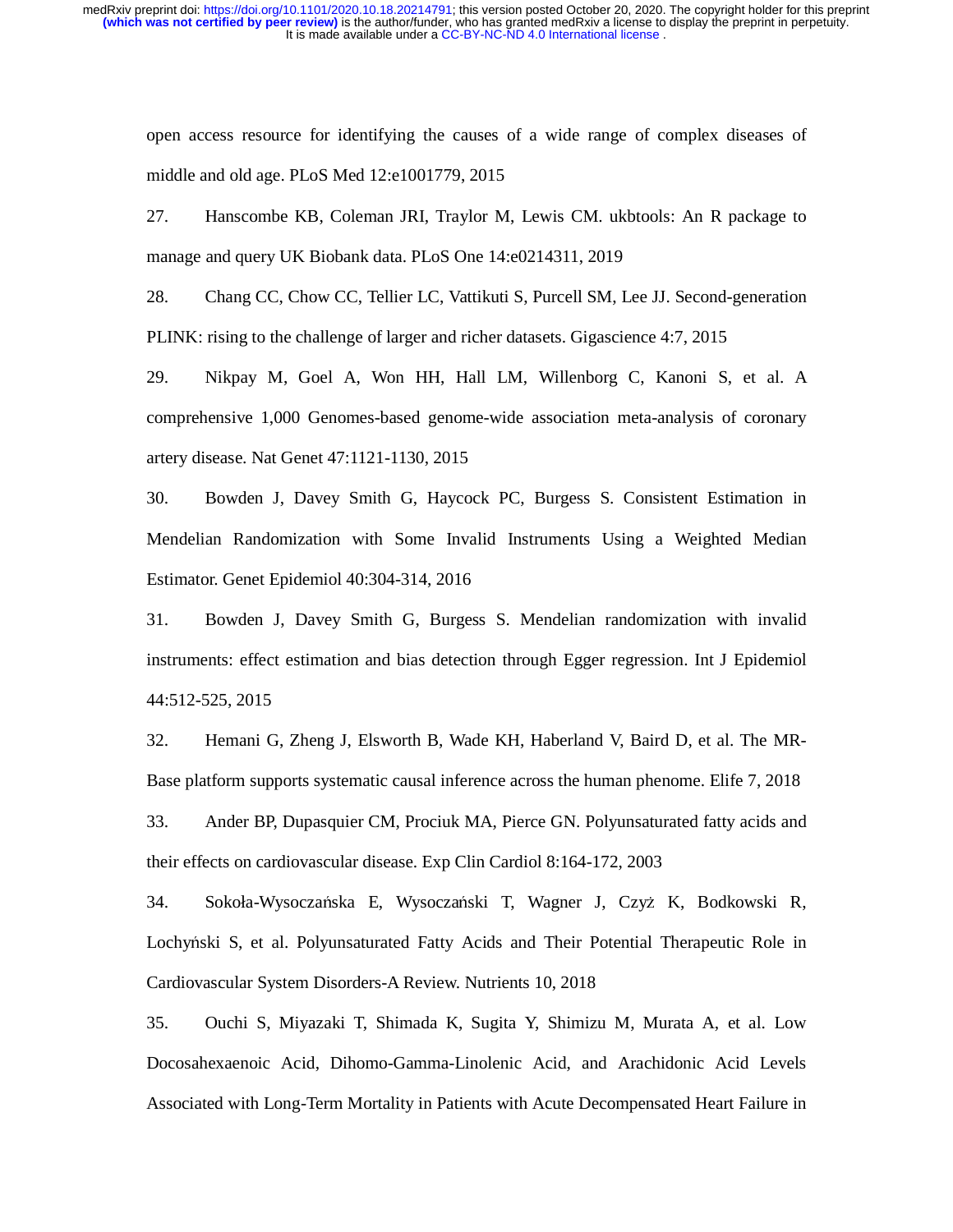open access resource for identifying the causes of a wide range of complex diseases of middle and old age. PLoS Med 12:e1001779, 2015

27. Hanscombe KB, Coleman JRI, Traylor M, Lewis CM. ukbtools: An R package to manage and query UK Biobank data. PLoS One 14:e0214311, 2019

28. Chang CC, Chow CC, Tellier LC, Vattikuti S, Purcell SM, Lee JJ. Second-generation PLINK: rising to the challenge of larger and richer datasets. Gigascience 4:7, 2015

29. Nikpay M, Goel A, Won HH, Hall LM, Willenborg C, Kanoni S, et al. A comprehensive 1,000 Genomes-based genome-wide association meta-analysis of coronary artery disease. Nat Genet 47:1121-1130, 2015

30. Bowden J, Davey Smith G, Haycock PC, Burgess S. Consistent Estimation in Mendelian Randomization with Some Invalid Instruments Using a Weighted Median Estimator. Genet Epidemiol 40:304-314, 2016

31. Bowden J, Davey Smith G, Burgess S. Mendelian randomization with invalid instruments: effect estimation and bias detection through Egger regression. Int J Epidemiol 44:512-525, 2015

32. Hemani G, Zheng J, Elsworth B, Wade KH, Haberland V, Baird D, et al. The MR-Base platform supports systematic causal inference across the human phenome. Elife 7, 2018

33. Ander BP, Dupasquier CM, Prociuk MA, Pierce GN. Polyunsaturated fatty acids and their effects on cardiovascular disease. Exp Clin Cardiol 8:164-172, 2003

34. Sokoła-Wysoczańska E, Wysoczański T, Wagner J, Czyż K, Bodkowski R, Lochyński S, et al. Polyunsaturated Fatty Acids and Their Potential Therapeutic Role in Cardiovascular System Disorders-A Review. Nutrients 10, 2018

35. Ouchi S, Miyazaki T, Shimada K, Sugita Y, Shimizu M, Murata A, et al. Low Docosahexaenoic Acid, Dihomo-Gamma-Linolenic Acid, and Arachidonic Acid Levels Associated with Long-Term Mortality in Patients with Acute Decompensated Heart Failure in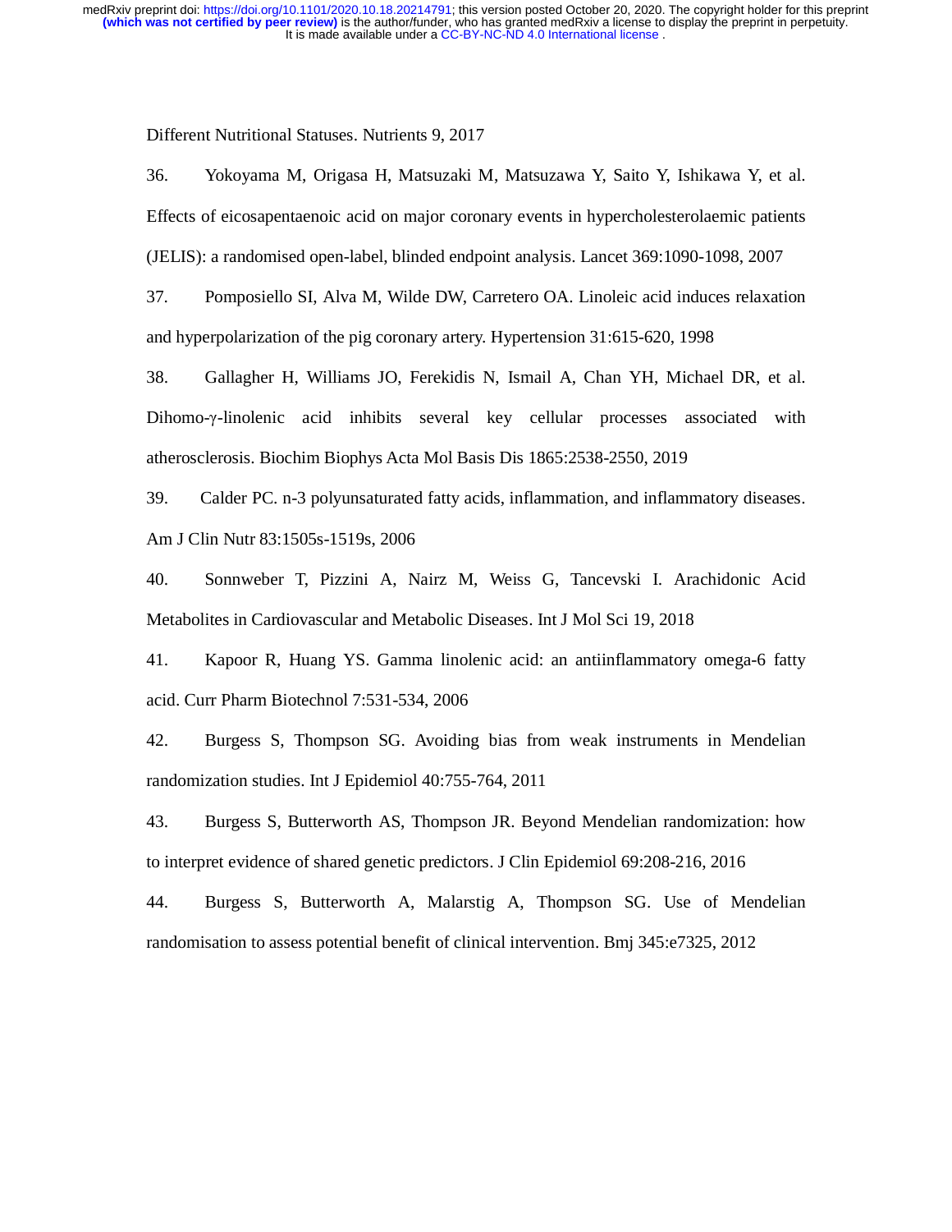Different Nutritional Statuses. Nutrients 9, 2017

36. Yokoyama M, Origasa H, Matsuzaki M, Matsuzawa Y, Saito Y, Ishikawa Y, et al. Effects of eicosapentaenoic acid on major coronary events in hypercholesterolaemic patients (JELIS): a randomised open-label, blinded endpoint analysis. Lancet 369:1090-1098, 2007

37. Pomposiello SI, Alva M, Wilde DW, Carretero OA. Linoleic acid induces relaxation and hyperpolarization of the pig coronary artery. Hypertension 31:615-620, 1998

38. Gallagher H, Williams JO, Ferekidis N, Ismail A, Chan YH, Michael DR, et al. Dihomo-γ-linolenic acid inhibits several key cellular processes associated with atherosclerosis. Biochim Biophys Acta Mol Basis Dis 1865:2538-2550, 2019

39. Calder PC. n-3 polyunsaturated fatty acids, inflammation, and inflammatory diseases. Am J Clin Nutr 83:1505s-1519s, 2006

40. Sonnweber T, Pizzini A, Nairz M, Weiss G, Tancevski I. Arachidonic Acid Metabolites in Cardiovascular and Metabolic Diseases. Int J Mol Sci 19, 2018

41. Kapoor R, Huang YS. Gamma linolenic acid: an antiinflammatory omega-6 fatty acid. Curr Pharm Biotechnol 7:531-534, 2006

42. Burgess S, Thompson SG. Avoiding bias from weak instruments in Mendelian randomization studies. Int J Epidemiol 40:755-764, 2011

43. Burgess S, Butterworth AS, Thompson JR. Beyond Mendelian randomization: how to interpret evidence of shared genetic predictors. J Clin Epidemiol 69:208-216, 2016

44. Burgess S, Butterworth A, Malarstig A, Thompson SG. Use of Mendelian randomisation to assess potential benefit of clinical intervention. Bmj 345:e7325, 2012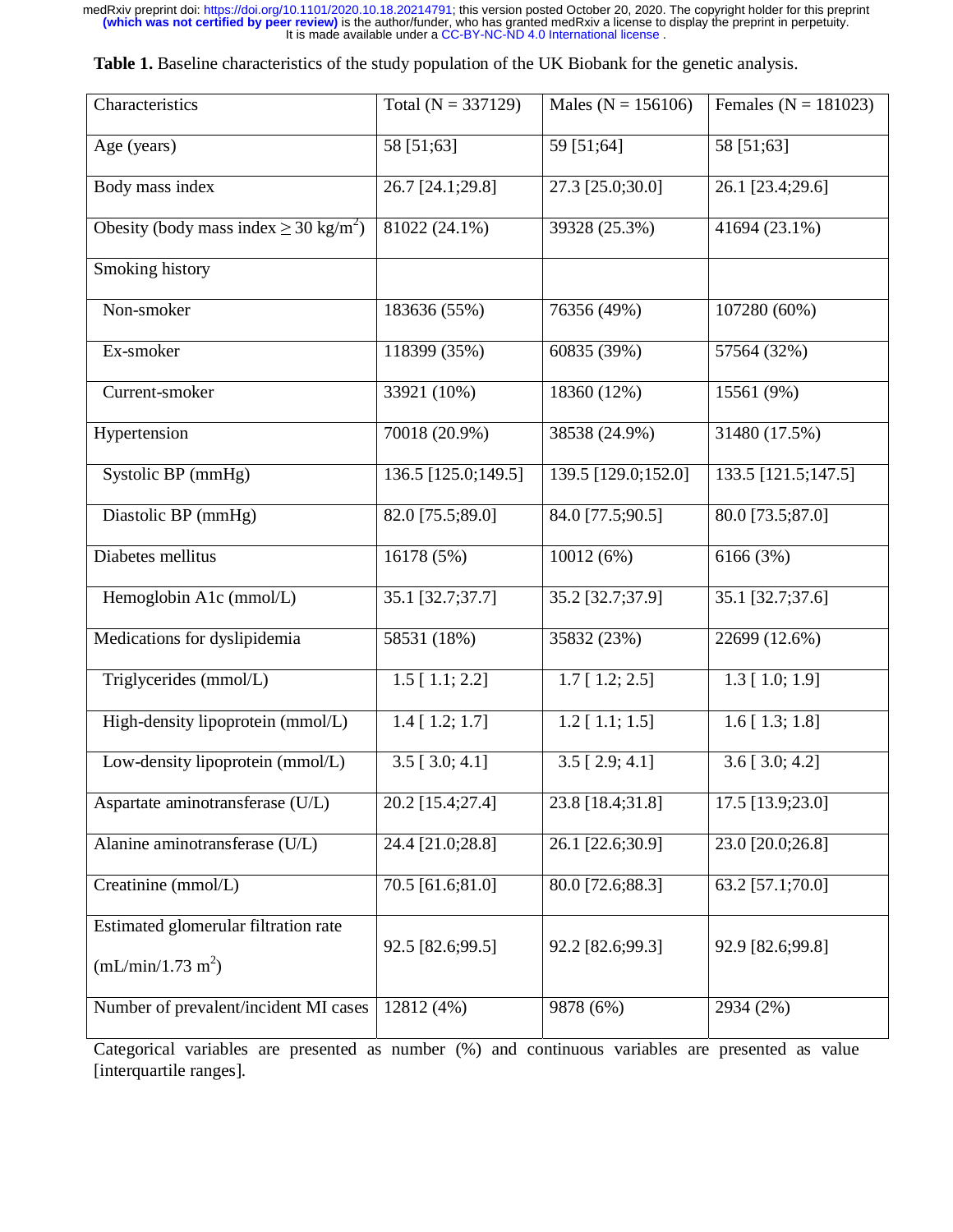**Table 1.** Baseline characteristics of the study population of the UK Biobank for the genetic analysis.

| Characteristics | Total (N = 337129) | Males (N = 156106) | Females (N = 181023) |
|---|---|---|---|
| Age (years) | 58 [51;63] | 59 [51;64] | 58 [51;63] |
| Body mass index | 26.7 [24.1;29.8] | 27.3 [25.0;30.0] | 26.1 [23.4;29.6] |
| Obesity (body mass index ≥ 30 kg/m$^2$) | 81022 (24.1%) | 39328 (25.3%) | 41694 (23.1%) |
| Smoking history | | | |
| Non-smoker | 183636 (55%) | 76356 (49%) | 107280 (60%) |
| Ex-smoker | 118399 (35%) | 60835 (39%) | 57564 (32%) |
| Current-smoker | 33921 (10%) | 18360 (12%) | 15561 (9%) |
| Hypertension | 70018 (20.9%) | 38538 (24.9%) | 31480 (17.5%) |
| Systolic BP (mmHg) | 136.5 [125.0;149.5] | 139.5 [129.0;152.0] | 133.5 [121.5;147.5] |
| Diastolic BP (mmHg) | 82.0 [75.5;89.0] | 84.0 [77.5;90.5] | 80.0 [73.5;87.0] |
| Diabetes mellitus | 16178 (5%) | 10012 (6%) | 6166 (3%) |
| Hemoglobin A1c (mmol/L) | 35.1 [32.7;37.7] | 35.2 [32.7;37.9] | 35.1 [32.7;37.6] |
| Medications for dyslipidemia | 58531 (18%) | 35832 (23%) | 22699 (12.6%) |
| Triglycerides (mmol/L) | 1.5 [ 1.1; 2.2] | 1.7 [ 1.2; 2.5] | 1.3 [ 1.0; 1.9] |
| High-density lipoprotein (mmol/L) | 1.4 [ 1.2; 1.7] | 1.2 [ 1.1; 1.5] | 1.6 [ 1.3; 1.8] |
| Low-density lipoprotein (mmol/L) | 3.5 [ 3.0; 4.1] | 3.5 [ 2.9; 4.1] | 3.6 [ 3.0; 4.2] |
| Aspartate aminotransferase (U/L) | 20.2 [15.4;27.4] | 23.8 [18.4;31.8] | 17.5 [13.9;23.0] |
| Alanine aminotransferase (U/L) | 24.4 [21.0;28.8] | 26.1 [22.6;30.9] | 23.0 [20.0;26.8] |
| Creatinine (mmol/L) | 70.5 [61.6;81.0] | 80.0 [72.6;88.3] | 63.2 [57.1;70.0] |
| Estimated glomerular filtration rate (mL/min/1.73 m$^2$) | 92.5 [82.6;99.5] | 92.2 [82.6;99.3] | 92.9 [82.6;99.8] |
| Number of prevalent/incident MI cases | 12812 (4%) | 9878 (6%) | 2934 (2%) |

Categorical variables are presented as number (%) and continuous variables are presented as value [interquartile ranges].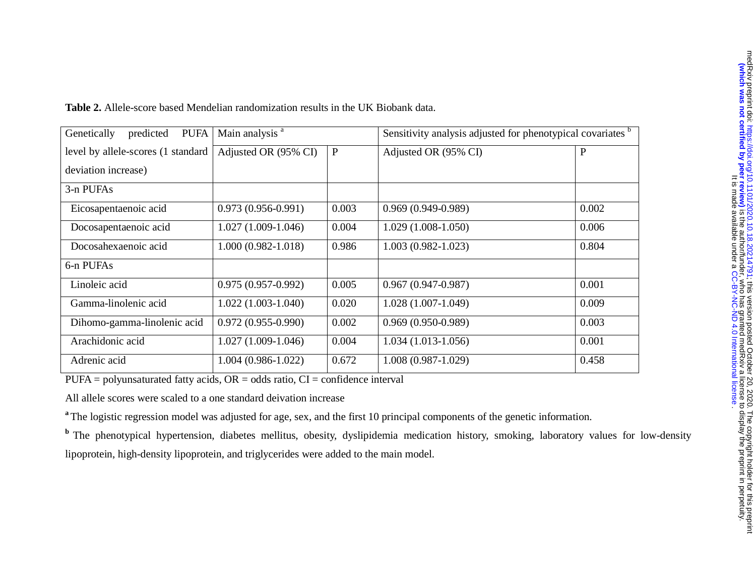**Table 2.** Allele-score based Mendelian randomization results in the UK Biobank data.

| Genetically predicted PUFA level by allele-scores (1 standard deviation increase) | Main analysis [a] | | Sensitivity analysis adjusted for phenotypical covariates [b] | |
|---|---|---|---|---|
| | Adjusted OR (95% CI) | P | Adjusted OR (95% CI) | P |
| 3-n PUFAs | | | | |
| Eicosapentaenoic acid | 0.973 (0.956-0.991) | 0.003 | 0.969 (0.949-0.989) | 0.002 |
| Docosapentaenoic acid | 1.027 (1.009-1.046) | 0.004 | 1.029 (1.008-1.050) | 0.006 |
| Docosahexaenoic acid | 1.000 (0.982-1.018) | 0.986 | 1.003 (0.982-1.023) | 0.804 |
| 6-n PUFAs | | | | |
| Linoleic acid | 0.975 (0.957-0.992) | 0.005 | 0.967 (0.947-0.987) | 0.001 |
| Gamma-linolenic acid | 1.022 (1.003-1.040) | 0.020 | 1.028 (1.007-1.049) | 0.009 |
| Dihomo-gamma-linolenic acid | 0.972 (0.955-0.990) | 0.002 | 0.969 (0.950-0.989) | 0.003 |
| Arachidonic acid | 1.027 (1.009-1.046) | 0.004 | 1.034 (1.013-1.056) | 0.001 |
| Adrenic acid | 1.004 (0.986-1.022) | 0.672 | 1.008 (0.987-1.029) | 0.458 |

PUFA = polyunsaturated fatty acids, OR = odds ratio, CI = confidence interval

All allele scores were scaled to a one standard deivation increase

[a] The logistic regression model was adjusted for age, sex, and the first 10 principal components of the genetic information.

[b] The phenotypical hypertension, diabetes mellitus, obesity, dyslipidemia medication history, smoking, laboratory values for low-density lipoprotein, high-density lipoprotein, and triglycerides were added to the main model.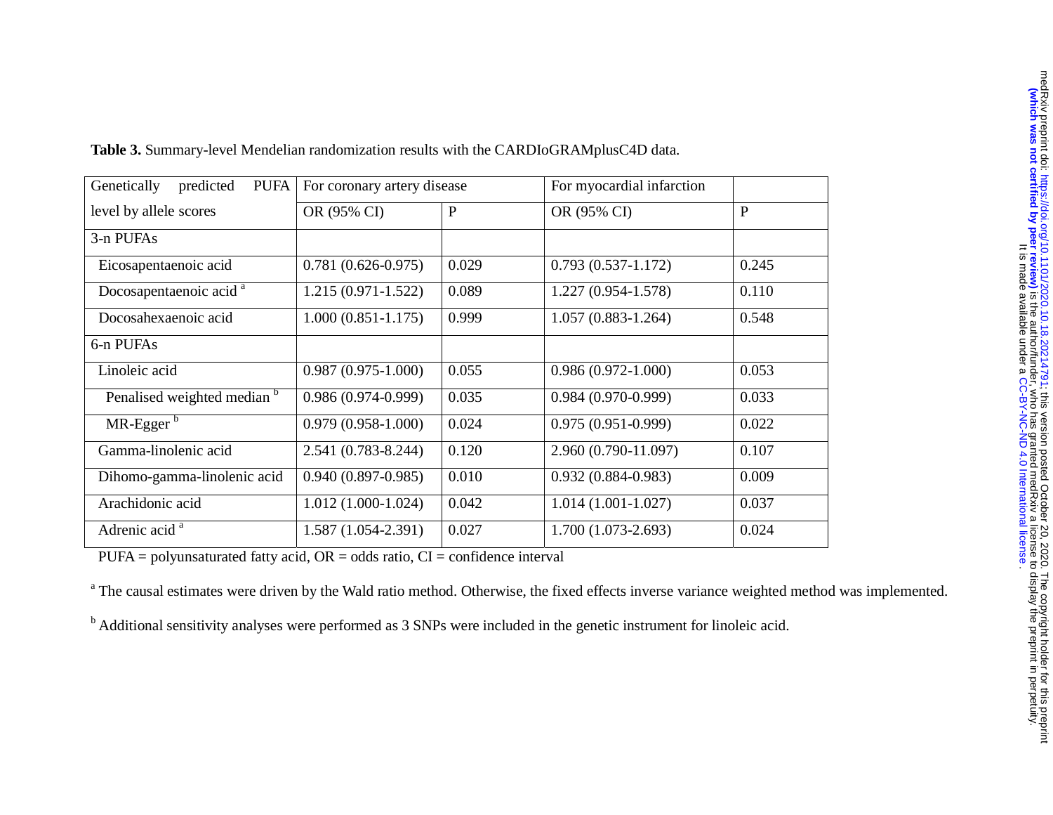**Table 3.** Summary-level Mendelian randomization results with the CARDIoGRAMplusC4D data.

| Genetically predicted PUFA level by allele scores | For coronary artery disease | | For myocardial infarction | |
|---|---|---|---|---|
| | OR (95% CI) | P | OR (95% CI) | P |
| 3-n PUFAs | | | | |
| Eicosapentaenoic acid | 0.781 (0.626-0.975) | 0.029 | 0.793 (0.537-1.172) | 0.245 |
| Docosapentaenoic acid [a] | 1.215 (0.971-1.522) | 0.089 | 1.227 (0.954-1.578) | 0.110 |
| Docosahexaenoic acid | 1.000 (0.851-1.175) | 0.999 | 1.057 (0.883-1.264) | 0.548 |
| 6-n PUFAs | | | | |
| Linoleic acid | 0.987 (0.975-1.000) | 0.055 | 0.986 (0.972-1.000) | 0.053 |
| Penalised weighted median [b] | 0.986 (0.974-0.999) | 0.035 | 0.984 (0.970-0.999) | 0.033 |
| MR-Egger [b] | 0.979 (0.958-1.000) | 0.024 | 0.975 (0.951-0.999) | 0.022 |
| Gamma-linolenic acid | 2.541 (0.783-8.244) | 0.120 | 2.960 (0.790-11.097) | 0.107 |
| Dihomo-gamma-linolenic acid | 0.940 (0.897-0.985) | 0.010 | 0.932 (0.884-0.983) | 0.009 |
| Arachidonic acid | 1.012 (1.000-1.024) | 0.042 | 1.014 (1.001-1.027) | 0.037 |
| Adrenic acid [a] | 1.587 (1.054-2.391) | 0.027 | 1.700 (1.073-2.693) | 0.024 |

PUFA = polyunsaturated fatty acid, OR = odds ratio, CI = confidence interval

[a] The causal estimates were driven by the Wald ratio method. Otherwise, the fixed effects inverse variance weighted method was implemented.

[b] Additional sensitivity analyses were performed as 3 SNPs were included in the genetic instrument for linoleic acid.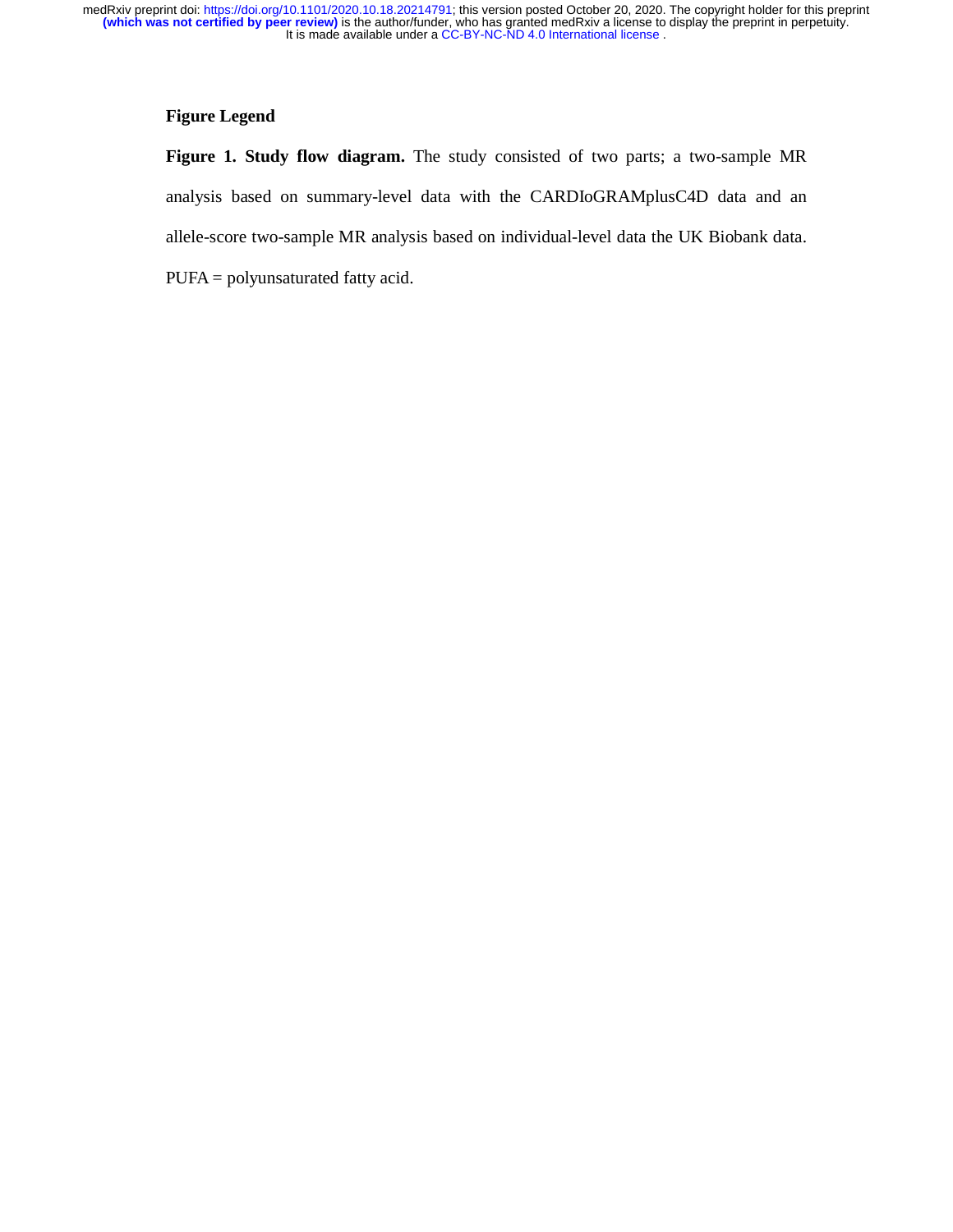## Figure Legend

**Figure 1. Study flow diagram.** The study consisted of two parts; a two-sample MR analysis based on summary-level data with the CARDIoGRAMplusC4D data and an allele-score two-sample MR analysis based on individual-level data the UK Biobank data. PUFA = polyunsaturated fatty acid.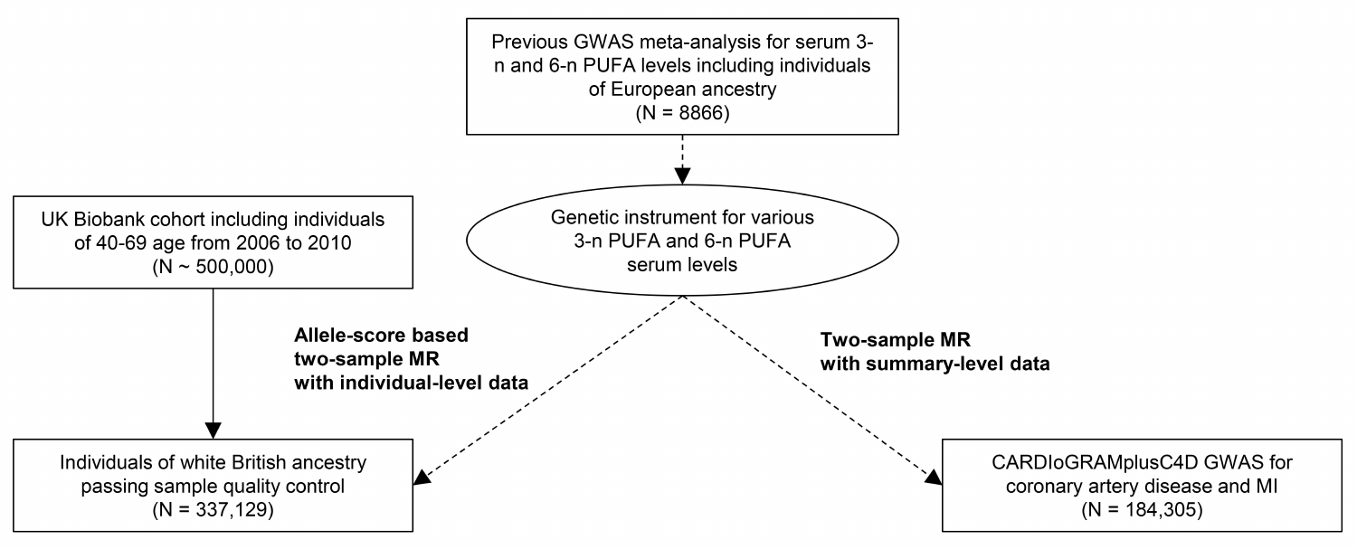Previous GWAS meta-analysis for serum 3-n and 6-n PUFA levels including individuals of European ancestry
(N = 8866)

UK Biobank cohort including individuals of 40-69 age from 2006 to 2010
(N ~ 500,000)

Genetic instrument for various 3-n PUFA and 6-n PUFA serum levels

**Allele-score based two-sample MR with individual-level data**

**Two-sample MR with summary-level data**

Individuals of white British ancestry passing sample quality control
(N = 337,129)

CARDIoGRAMplusC4D GWAS for coronary artery disease and MI
(N = 184,305)